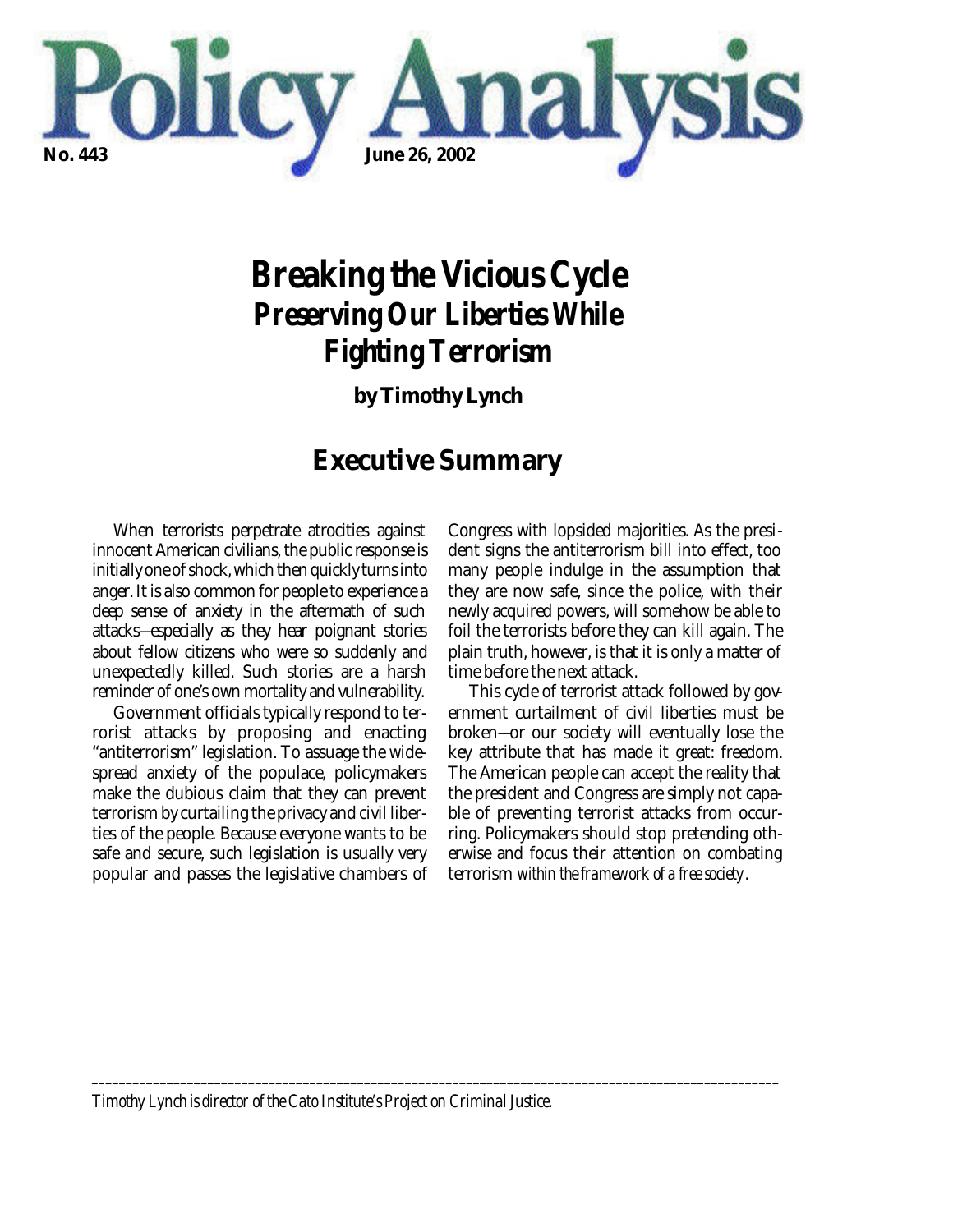# Policy Analysis

**No. 443** **June 26, 2002**

# Breaking the Vicious Cycle

## Preserving Our Liberties While Fighting Terrorism

**by Timothy Lynch**

## Executive Summary

When terrorists perpetrate atrocities against innocent American civilians, the public response is initially one of shock, which then quickly turns into anger. It is also common for people to experience a deep sense of anxiety in the aftermath of such attacks—especially as they hear poignant stories about fellow citizens who were so suddenly and unexpectedly killed. Such stories are a harsh reminder of one's own mortality and vulnerability.

Government officials typically respond to terrorist attacks by proposing and enacting "antiterrorism" legislation. To assuage the widespread anxiety of the populace, policymakers make the dubious claim that they can prevent terrorism by curtailing the privacy and civil liberties of the people. Because everyone wants to be safe and secure, such legislation is usually very popular and passes the legislative chambers of Congress with lopsided majorities. As the president signs the antiterrorism bill into effect, too many people indulge in the assumption that they are now safe, since the police, with their newly acquired powers, will somehow be able to foil the terrorists before they can kill again. The plain truth, however, is that it is only a matter of time before the next attack.

This cycle of terrorist attack followed by government curtailment of civil liberties must be broken—or our society will eventually lose the key attribute that has made it great: freedom. The American people can accept the reality that the president and Congress are simply not capable of preventing terrorist attacks from occurring. Policymakers should stop pretending otherwise and focus their attention on combating terrorism *within the framework of a free society*.

---

*Timothy Lynch is director of the Cato Institute's Project on Criminal Justice.*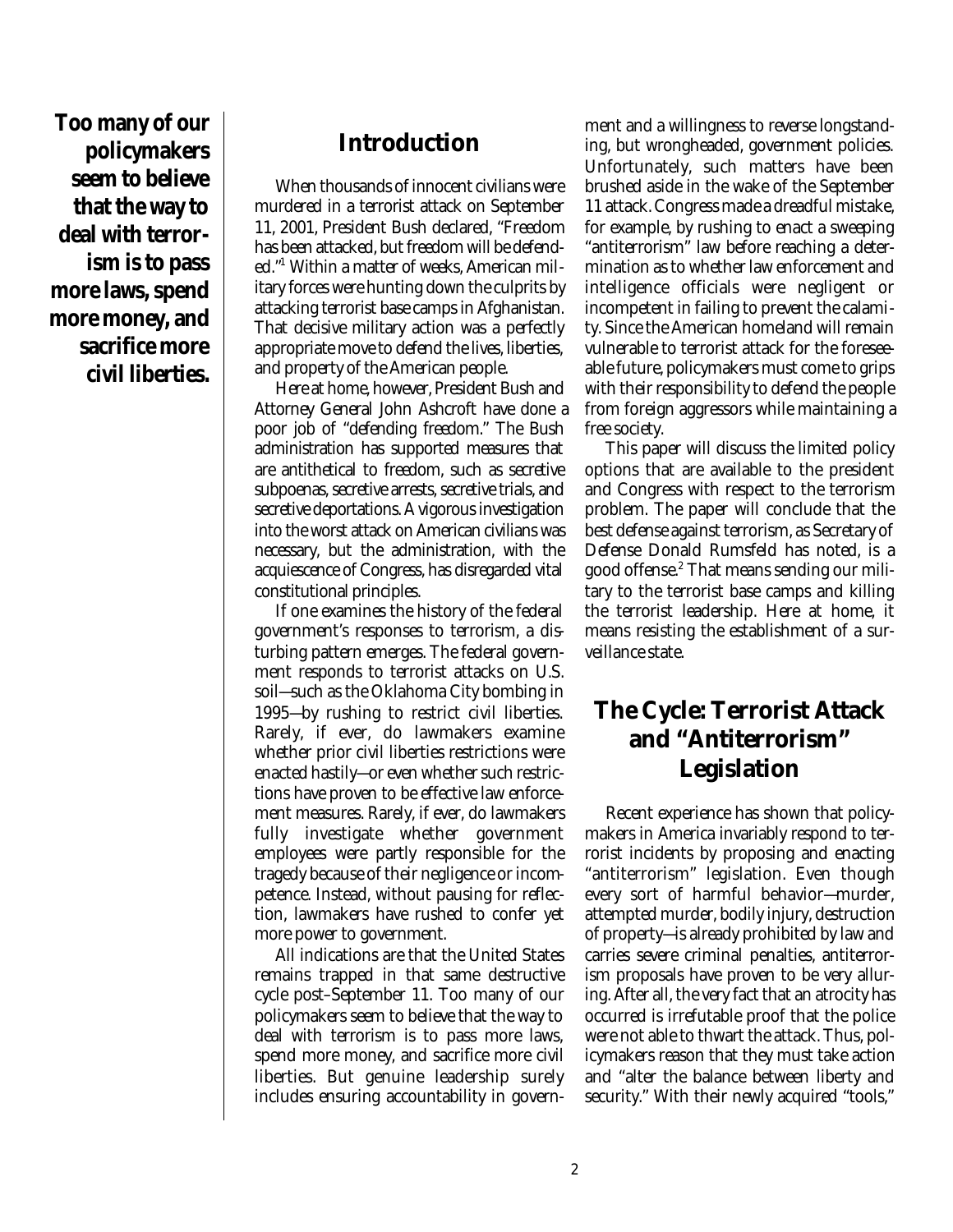**Too many of our policymakers seem to believe that the way to deal with terrorism is to pass more laws, spend more money, and sacrifice more civil liberties.**

## Introduction

When thousands of innocent civilians were murdered in a terrorist attack on September 11, 2001, President Bush declared, "Freedom has been attacked, but freedom will be defended."[1] Within a matter of weeks, American military forces were hunting down the culprits by attacking terrorist base camps in Afghanistan. That decisive military action was a perfectly appropriate move to defend the lives, liberties, and property of the American people.

Here at home, however, President Bush and Attorney General John Ashcroft have done a poor job of "defending freedom." The Bush administration has supported measures that are antithetical to freedom, such as secretive subpoenas, secretive arrests, secretive trials, and secretive deportations. A vigorous investigation into the worst attack on American civilians was necessary, but the administration, with the acquiescence of Congress, has disregarded vital constitutional principles.

If one examines the history of the federal government's responses to terrorism, a disturbing pattern emerges. The federal government responds to terrorist attacks on U.S. soil—such as the Oklahoma City bombing in 1995—by rushing to restrict civil liberties. Rarely, if ever, do lawmakers examine whether prior civil liberties restrictions were enacted hastily—or even whether such restrictions have proven to be effective law enforcement measures. Rarely, if ever, do lawmakers fully investigate whether government employees were partly responsible for the tragedy because of their negligence or incompetence. Instead, without pausing for reflection, lawmakers have rushed to confer yet more power to government.

All indications are that the United States remains trapped in that same destructive cycle post–September 11. Too many of our policymakers seem to believe that the way to deal with terrorism is to pass more laws, spend more money, and sacrifice more civil liberties. But genuine leadership surely includes ensuring accountability in government and a willingness to reverse longstanding, but wrongheaded, government policies. Unfortunately, such matters have been brushed aside in the wake of the September 11 attack. Congress made a dreadful mistake, for example, by rushing to enact a sweeping "antiterrorism" law before reaching a determination as to whether law enforcement and intelligence officials were negligent or incompetent in failing to prevent the calamity. Since the American homeland will remain vulnerable to terrorist attack for the foreseeable future, policymakers must come to grips with their responsibility to defend the people from foreign aggressors while maintaining a free society.

This paper will discuss the limited policy options that are available to the president and Congress with respect to the terrorism problem. The paper will conclude that the best defense against terrorism, as Secretary of Defense Donald Rumsfeld has noted, is a good offense.[2] That means sending our military to the terrorist base camps and killing the terrorist leadership. Here at home, it means resisting the establishment of a surveillance state.

## The Cycle: Terrorist Attack and "Antiterrorism" Legislation

Recent experience has shown that policymakers in America invariably respond to terrorist incidents by proposing and enacting "antiterrorism" legislation. Even though every sort of harmful behavior—murder, attempted murder, bodily injury, destruction of property—is already prohibited by law and carries severe criminal penalties, antiterrorism proposals have proven to be very alluring. After all, the very fact that an atrocity has occurred is irrefutable proof that the police were not able to thwart the attack. Thus, policymakers reason that they must take action and "alter the balance between liberty and security." With their newly acquired "tools,"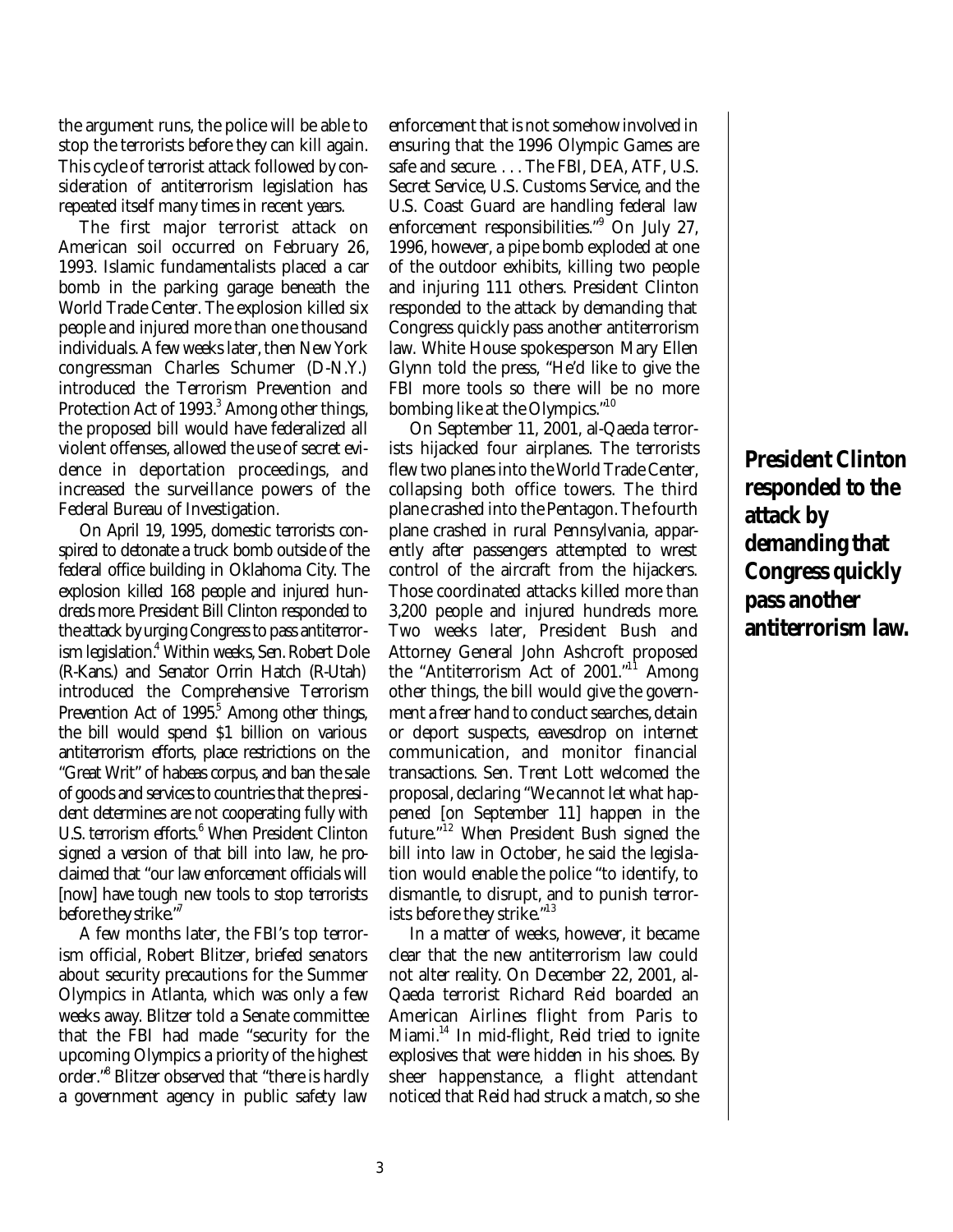the argument runs, the police will be able to stop the terrorists before they can kill again. This cycle of terrorist attack followed by consideration of antiterrorism legislation has repeated itself many times in recent years.

The first major terrorist attack on American soil occurred on February 26, 1993. Islamic fundamentalists placed a car bomb in the parking garage beneath the World Trade Center. The explosion killed six people and injured more than one thousand individuals. A few weeks later, then New York congressman Charles Schumer (D-N.Y.) introduced the Terrorism Prevention and Protection Act of 1993.[3] Among other things, the proposed bill would have federalized all violent offenses, allowed the use of secret evidence in deportation proceedings, and increased the surveillance powers of the Federal Bureau of Investigation.

On April 19, 1995, domestic terrorists conspired to detonate a truck bomb outside of the federal office building in Oklahoma City. The explosion killed 168 people and injured hundreds more. President Bill Clinton responded to the attack by urging Congress to pass antiterrorism legislation.[4] Within weeks, Sen. Robert Dole (R-Kans.) and Senator Orrin Hatch (R-Utah) introduced the Comprehensive Terrorism Prevention Act of 1995.[5] Among other things, the bill would spend $1 billion on various antiterrorism efforts, place restrictions on the "Great Writ" of habeas corpus, and ban the sale of goods and services to countries that the president determines are not cooperating fully with U.S. terrorism efforts.[6] When President Clinton signed a version of that bill into law, he proclaimed that "our law enforcement officials will [now] have tough new tools to stop terrorists before they strike."[7]

A few months later, the FBI's top terrorism official, Robert Blitzer, briefed senators about security precautions for the Summer Olympics in Atlanta, which was only a few weeks away. Blitzer told a Senate committee that the FBI had made "security for the upcoming Olympics a priority of the highest order."[8] Blitzer observed that "there is hardly a government agency in public safety law enforcement that is not somehow involved in ensuring that the 1996 Olympic Games are safe and secure. . . . The FBI, DEA, ATF, U.S. Secret Service, U.S. Customs Service, and the U.S. Coast Guard are handling federal law enforcement responsibilities."[9] On July 27, 1996, however, a pipe bomb exploded at one of the outdoor exhibits, killing two people and injuring 111 others. President Clinton responded to the attack by demanding that Congress quickly pass another antiterrorism law. White House spokesperson Mary Ellen Glynn told the press, "He'd like to give the FBI more tools so there will be no more bombing like at the Olympics."[10]

On September 11, 2001, al-Qaeda terrorists hijacked four airplanes. The terrorists flew two planes into the World Trade Center, collapsing both office towers. The third plane crashed into the Pentagon. The fourth plane crashed in rural Pennsylvania, apparently after passengers attempted to wrest control of the aircraft from the hijackers. Those coordinated attacks killed more than 3,200 people and injured hundreds more. Two weeks later, President Bush and Attorney General John Ashcroft proposed the "Antiterrorism Act of 2001."[11] Among other things, the bill would give the government a freer hand to conduct searches, detain or deport suspects, eavesdrop on internet communication, and monitor financial transactions. Sen. Trent Lott welcomed the proposal, declaring "We cannot let what happened [on September 11] happen in the future."[12] When President Bush signed the bill into law in October, he said the legislation would enable the police "to identify, to dismantle, to disrupt, and to punish terrorists before they strike."[13]

**President Clinton responded to the attack by demanding that Congress quickly pass another antiterrorism law.**

In a matter of weeks, however, it became clear that the new antiterrorism law could not alter reality. On December 22, 2001, al-Qaeda terrorist Richard Reid boarded an American Airlines flight from Paris to Miami.[14] In mid-flight, Reid tried to ignite explosives that were hidden in his shoes. By sheer happenstance, a flight attendant noticed that Reid had struck a match, so she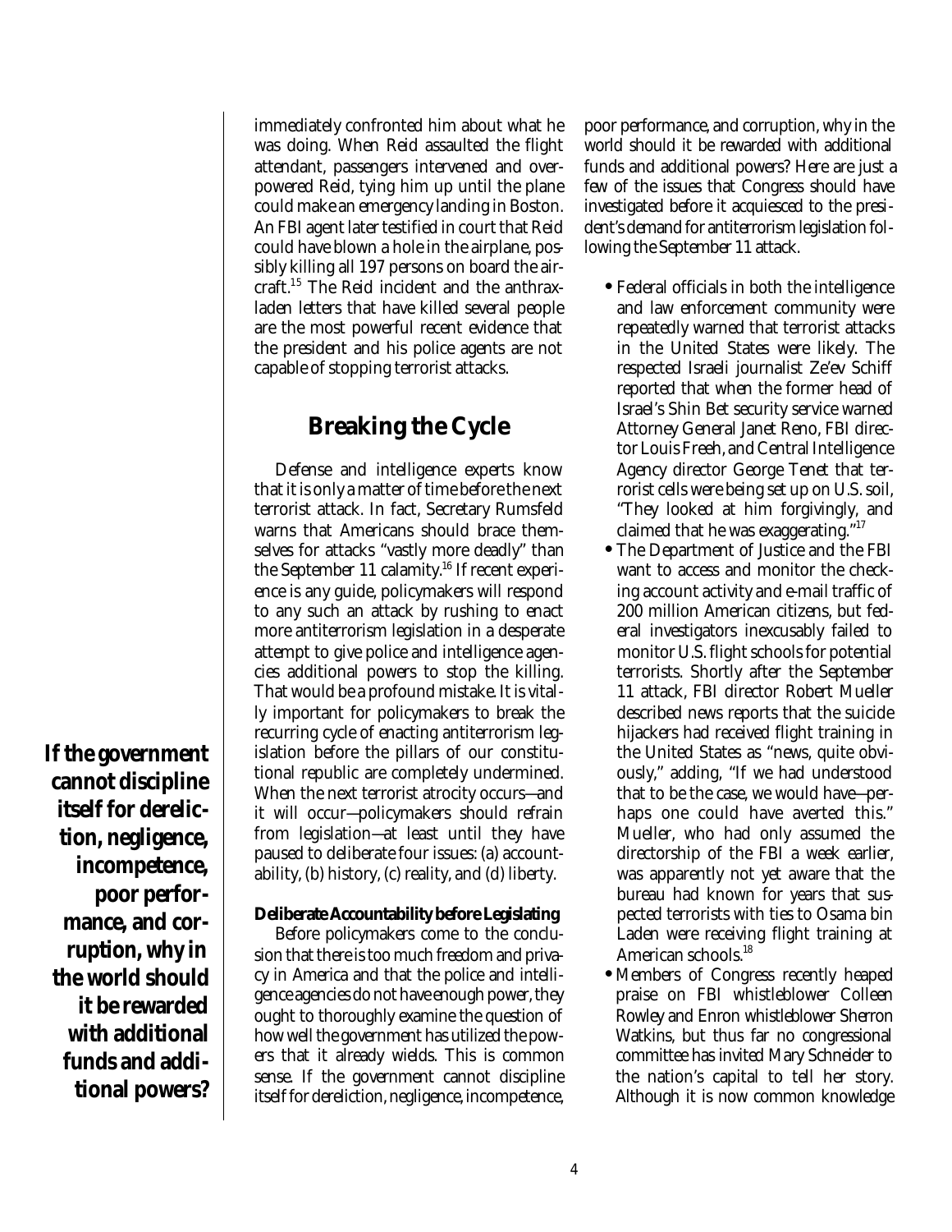immediately confronted him about what he was doing. When Reid assaulted the flight attendant, passengers intervened and overpowered Reid, tying him up until the plane could make an emergency landing in Boston. An FBI agent later testified in court that Reid could have blown a hole in the airplane, possibly killing all 197 persons on board the aircraft.[15] The Reid incident and the anthrax-laden letters that have killed several people are the most powerful recent evidence that the president and his police agents are not capable of stopping terrorist attacks.

## Breaking the Cycle

Defense and intelligence experts know that it is only a matter of time before the next terrorist attack. In fact, Secretary Rumsfeld warns that Americans should brace themselves for attacks "vastly more deadly" than the September 11 calamity.[16] If recent experience is any guide, policymakers will respond to any such an attack by rushing to enact more antiterrorism legislation in a desperate attempt to give police and intelligence agencies additional powers to stop the killing. That would be a profound mistake. It is vitally important for policymakers to break the recurring cycle of enacting antiterrorism legislation before the pillars of our constitutional republic are completely undermined. When the next terrorist atrocity occurs—and it will occur—policymakers should refrain from legislation—at least until they have paused to deliberate four issues: (a) accountability, (b) history, (c) reality, and (d) liberty.

### Deliberate Accountability before Legislating

Before policymakers come to the conclusion that there is too much freedom and privacy in America and that the police and intelligence agencies do not have enough power, they ought to thoroughly examine the question of how well the government has utilized the powers that it already wields. This is common sense. If the government cannot discipline itself for dereliction, negligence, incompetence, poor performance, and corruption, why in the world should it be rewarded with additional funds and additional powers? Here are just a few of the issues that Congress should have investigated before it acquiesced to the president's demand for antiterrorism legislation following the September 11 attack.

**If the government cannot discipline itself for dereliction, negligence, incompetence, poor performance, and corruption, why in the world should it be rewarded with additional funds and additional powers?**

- Federal officials in both the intelligence and law enforcement community were repeatedly warned that terrorist attacks in the United States were likely. The respected Israeli journalist Ze'ev Schiff reported that when the former head of Israel's Shin Bet security service warned Attorney General Janet Reno, FBI director Louis Freeh, and Central Intelligence Agency director George Tenet that terrorist cells were being set up on U.S. soil, "They looked at him forgivingly, and claimed that he was exaggerating."[17]
- The Department of Justice and the FBI want to access and monitor the checking account activity and e-mail traffic of 200 million American citizens, but federal investigators inexcusably failed to monitor U.S. flight schools for potential terrorists. Shortly after the September 11 attack, FBI director Robert Mueller described news reports that the suicide hijackers had received flight training in the United States as "news, quite obviously," adding, "If we had understood that to be the case, we would have—perhaps one could have averted this." Mueller, who had only assumed the directorship of the FBI a week earlier, was apparently not yet aware that the bureau had known for years that suspected terrorists with ties to Osama bin Laden were receiving flight training at American schools.[18]
- Members of Congress recently heaped praise on FBI whistleblower Colleen Rowley and Enron whistleblower Sherron Watkins, but thus far no congressional committee has invited Mary Schneider to the nation's capital to tell her story. Although it is now common knowledge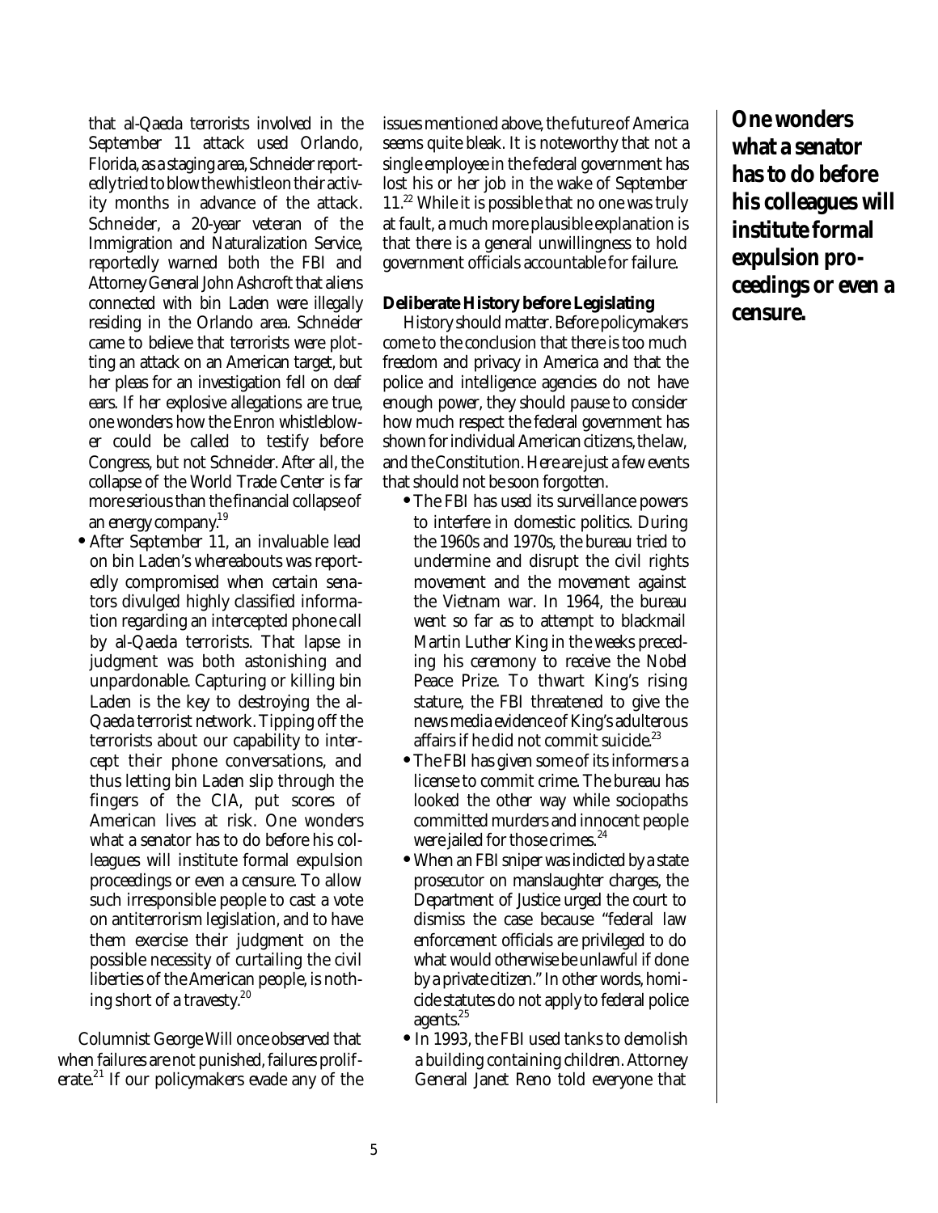that al-Qaeda terrorists involved in the September 11 attack used Orlando, Florida, as a staging area, Schneider reportedly tried to blow the whistle on their activity months in advance of the attack. Schneider, a 20-year veteran of the Immigration and Naturalization Service, reportedly warned both the FBI and Attorney General John Ashcroft that aliens connected with bin Laden were illegally residing in the Orlando area. Schneider came to believe that terrorists were plotting an attack on an American target, but her pleas for an investigation fell on deaf ears. If her explosive allegations are true, one wonders how the Enron whistleblower could be called to testify before Congress, but not Schneider. After all, the collapse of the World Trade Center is far more serious than the financial collapse of an energy company.[19]

- After September 11, an invaluable lead on bin Laden's whereabouts was reportedly compromised when certain senators divulged highly classified information regarding an intercepted phone call by al-Qaeda terrorists. That lapse in judgment was both astonishing and unpardonable. Capturing or killing bin Laden is the key to destroying the al-Qaeda terrorist network. Tipping off the terrorists about our capability to intercept their phone conversations, and thus letting bin Laden slip through the fingers of the CIA, put scores of American lives at risk. One wonders what a senator has to do before his colleagues will institute formal expulsion proceedings or even a censure. To allow such irresponsible people to cast a vote on antiterrorism legislation, and to have them exercise their judgment on the possible necessity of curtailing the civil liberties of the American people, is nothing short of a travesty.[20]

Columnist George Will once observed that when failures are not punished, failures proliferate.[21] If our policymakers evade any of the issues mentioned above, the future of America seems quite bleak. It is noteworthy that not a single employee in the federal government has lost his or her job in the wake of September 11.[22] While it is possible that no one was truly at fault, a much more plausible explanation is that there is a general unwillingness to hold government officials accountable for failure.

**One wonders what a senator has to do before his colleagues will institute formal expulsion proceedings or even a censure.**

### Deliberate History before Legislating

History should matter. Before policymakers come to the conclusion that there is too much freedom and privacy in America and that the police and intelligence agencies do not have enough power, they should pause to consider how much respect the federal government has shown for individual American citizens, the law, and the Constitution. Here are just a few events that should not be soon forgotten.

- The FBI has used its surveillance powers to interfere in domestic politics. During the 1960s and 1970s, the bureau tried to undermine and disrupt the civil rights movement and the movement against the Vietnam war. In 1964, the bureau went so far as to attempt to blackmail Martin Luther King in the weeks preceding his ceremony to receive the Nobel Peace Prize. To thwart King's rising stature, the FBI threatened to give the news media evidence of King's adulterous affairs if he did not commit suicide.[23]
- The FBI has given some of its informers a license to commit crime. The bureau has looked the other way while sociopaths committed murders and innocent people were jailed for those crimes.[24]
- When an FBI sniper was indicted by a state prosecutor on manslaughter charges, the Department of Justice urged the court to dismiss the case because "federal law enforcement officials are privileged to do what would otherwise be unlawful if done by a private citizen." In other words, homicide statutes do not apply to federal police agents.[25]
- In 1993, the FBI used tanks to demolish a building containing children. Attorney General Janet Reno told everyone that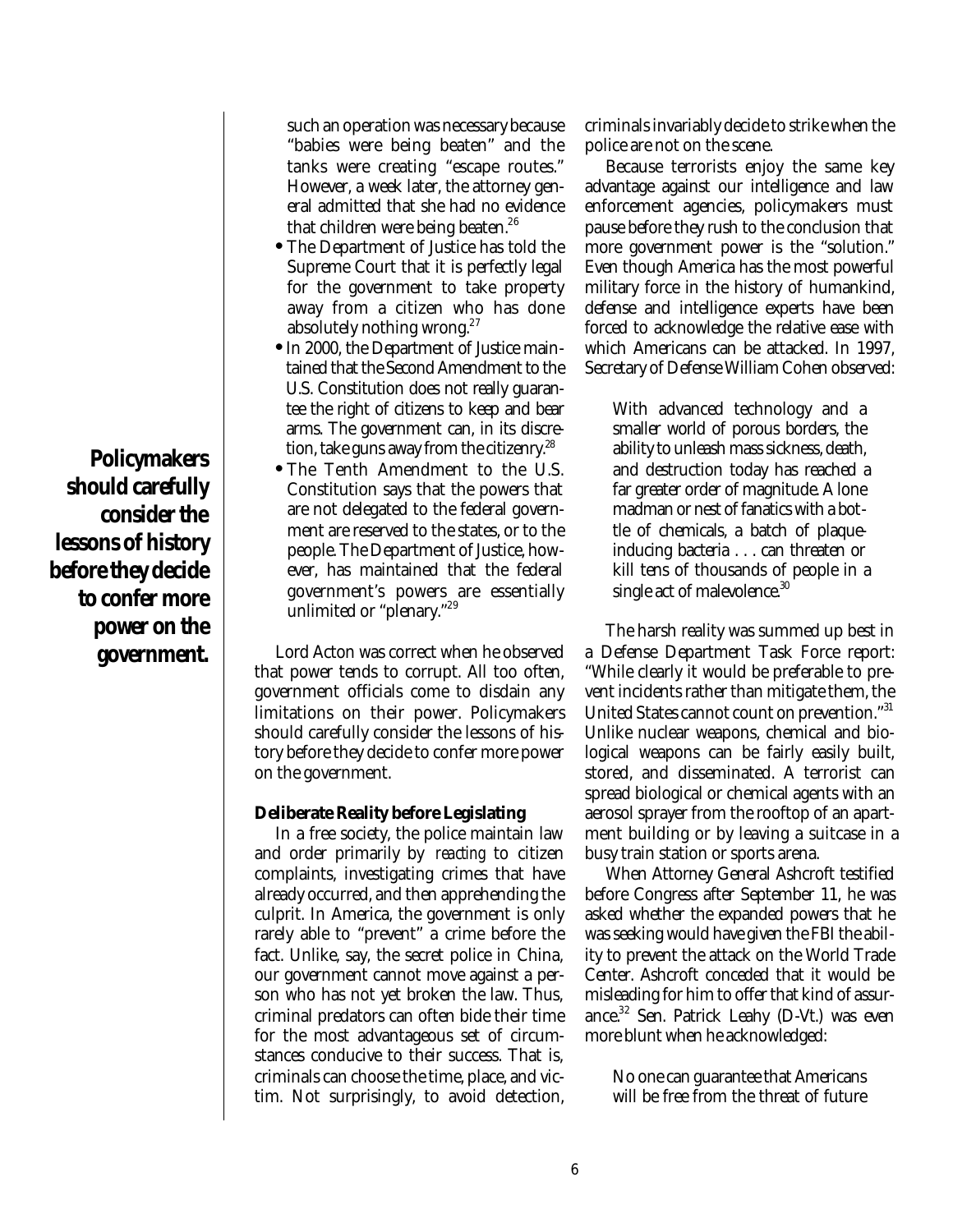such an operation was necessary because "babies were being beaten" and the tanks were creating "escape routes." However, a week later, the attorney general admitted that she had no evidence that children were being beaten.[26]

- The Department of Justice has told the Supreme Court that it is perfectly legal for the government to take property away from a citizen who has done absolutely nothing wrong.[27]
- In 2000, the Department of Justice maintained that the Second Amendment to the U.S. Constitution does not really guarantee the right of citizens to keep and bear arms. The government can, in its discretion, take guns away from the citizenry.[28]
- The Tenth Amendment to the U.S. Constitution says that the powers that are not delegated to the federal government are reserved to the states, or to the people. The Department of Justice, however, has maintained that the federal government's powers are essentially unlimited or "plenary."[29]

**Policymakers should carefully consider the lessons of history before they decide to confer more power on the government.**

Lord Acton was correct when he observed that power tends to corrupt. All too often, government officials come to disdain any limitations on their power. Policymakers should carefully consider the lessons of history before they decide to confer more power on the government.

### Deliberate Reality before Legislating

In a free society, the police maintain law and order primarily by *reacting* to citizen complaints, investigating crimes that have already occurred, and then apprehending the culprit. In America, the government is only rarely able to "prevent" a crime before the fact. Unlike, say, the secret police in China, our government cannot move against a person who has not yet broken the law. Thus, criminal predators can often bide their time for the most advantageous set of circumstances conducive to their success. That is, criminals can choose the time, place, and victim. Not surprisingly, to avoid detection, criminals invariably decide to strike when the police are not on the scene.

Because terrorists enjoy the same key advantage against our intelligence and law enforcement agencies, policymakers must pause before they rush to the conclusion that more government power is the "solution." Even though America has the most powerful military force in the history of humankind, defense and intelligence experts have been forced to acknowledge the relative ease with which Americans can be attacked. In 1997, Secretary of Defense William Cohen observed:

> With advanced technology and a smaller world of porous borders, the ability to unleash mass sickness, death, and destruction today has reached a far greater order of magnitude. A lone madman or nest of fanatics with a bottle of chemicals, a batch of plague-inducing bacteria . . . can threaten or kill tens of thousands of people in a single act of malevolence.[30]

The harsh reality was summed up best in a Defense Department Task Force report: "While clearly it would be preferable to prevent incidents rather than mitigate them, the United States cannot count on prevention."[31] Unlike nuclear weapons, chemical and biological weapons can be fairly easily built, stored, and disseminated. A terrorist can spread biological or chemical agents with an aerosol sprayer from the rooftop of an apartment building or by leaving a suitcase in a busy train station or sports arena.

When Attorney General Ashcroft testified before Congress after September 11, he was asked whether the expanded powers that he was seeking would have given the FBI the ability to prevent the attack on the World Trade Center. Ashcroft conceded that it would be misleading for him to offer that kind of assurance.[32] Sen. Patrick Leahy (D-Vt.) was even more blunt when he acknowledged:

> No one can guarantee that Americans will be free from the threat of future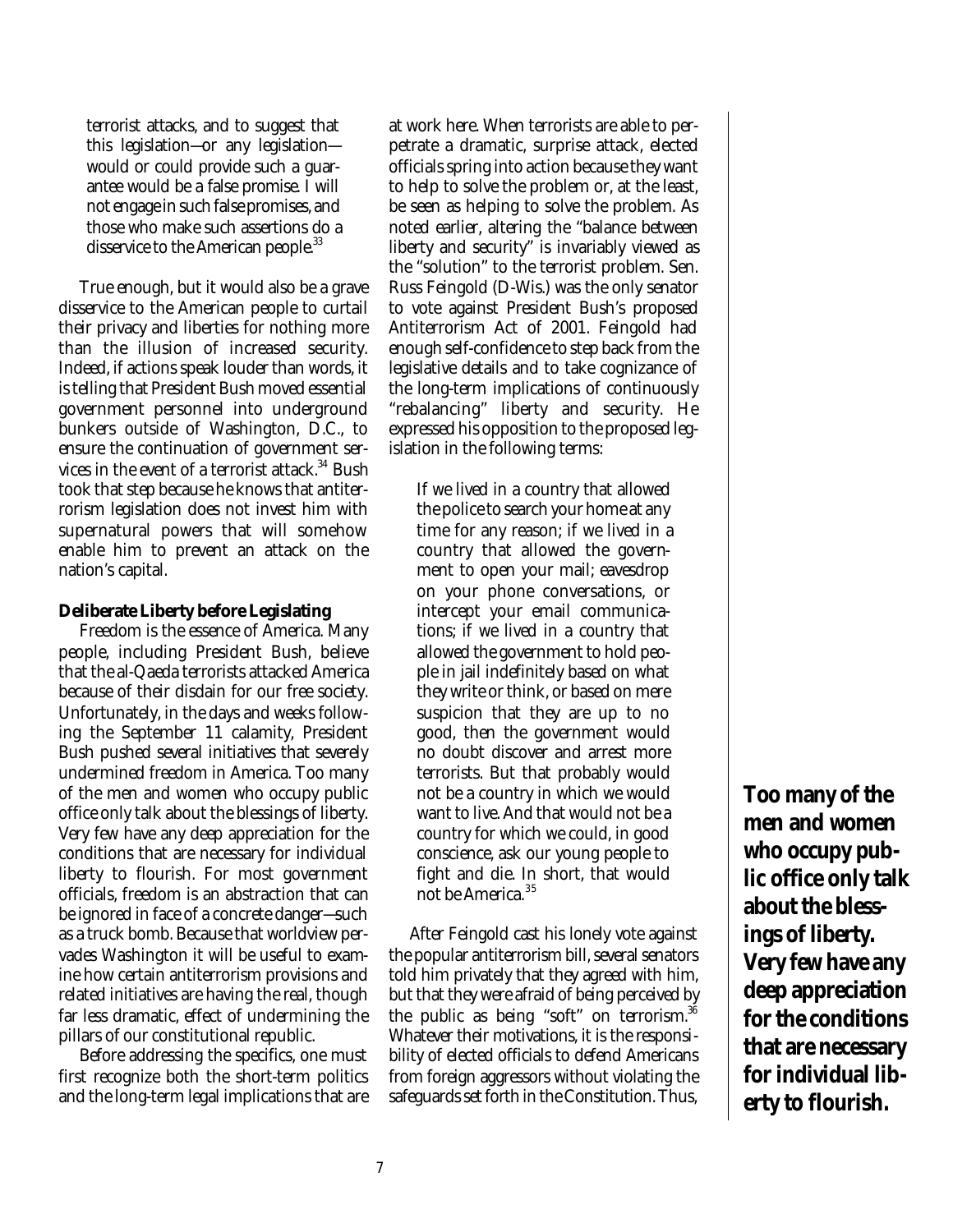> terrorist attacks, and to suggest that this legislation—or any legislation—would or could provide such a guarantee would be a false promise. I will not engage in such false promises, and those who make such assertions do a disservice to the American people.[33]

True enough, but it would also be a grave disservice to the American people to curtail their privacy and liberties for nothing more than the illusion of increased security. Indeed, if actions speak louder than words, it is telling that President Bush moved essential government personnel into underground bunkers outside of Washington, D.C., to ensure the continuation of government services in the event of a terrorist attack.[34] Bush took that step because he knows that antiterrorism legislation does not invest him with supernatural powers that will somehow enable him to prevent an attack on the nation's capital.

**Deliberate Liberty before Legislating**

Freedom is the essence of America. Many people, including President Bush, believe that the al-Qaeda terrorists attacked America because of their disdain for our free society. Unfortunately, in the days and weeks following the September 11 calamity, President Bush pushed several initiatives that severely undermined freedom in America. Too many of the men and women who occupy public office only talk about the blessings of liberty. Very few have any deep appreciation for the conditions that are necessary for individual liberty to flourish. For most government officials, freedom is an abstraction that can be ignored in face of a concrete danger—such as a truck bomb. Because that worldview pervades Washington it will be useful to examine how certain antiterrorism provisions and related initiatives are having the real, though far less dramatic, effect of undermining the pillars of our constitutional republic.

Before addressing the specifics, one must first recognize both the short-term politics and the long-term legal implications that are at work here. When terrorists are able to perpetrate a dramatic, surprise attack, elected officials spring into action because they want to help to solve the problem or, at the least, be seen as helping to solve the problem. As noted earlier, altering the "balance between liberty and security" is invariably viewed as the "solution" to the terrorist problem. Sen. Russ Feingold (D-Wis.) was the only senator to vote against President Bush's proposed Antiterrorism Act of 2001. Feingold had enough self-confidence to step back from the legislative details and to take cognizance of the long-term implications of continuously "rebalancing" liberty and security. He expressed his opposition to the proposed legislation in the following terms:

> If we lived in a country that allowed the police to search your home at any time for any reason; if we lived in a country that allowed the government to open your mail; eavesdrop on your phone conversations, or intercept your email communications; if we lived in a country that allowed the government to hold people in jail indefinitely based on what they write or think, or based on mere suspicion that they are up to no good, then the government would no doubt discover and arrest more terrorists. But that probably would not be a country in which we would want to live. And that would not be a country for which we could, in good conscience, ask our young people to fight and die. In short, that would not be America.[35]

After Feingold cast his lonely vote against the popular antiterrorism bill, several senators told him privately that they agreed with him, but that they were afraid of being perceived by the public as being "soft" on terrorism.[36] Whatever their motivations, it is the responsibility of elected officials to defend Americans from foreign aggressors without violating the safeguards set forth in the Constitution. Thus,

**Too many of the men and women who occupy public office only talk about the blessings of liberty. Very few have any deep appreciation for the conditions that are necessary for individual liberty to flourish.**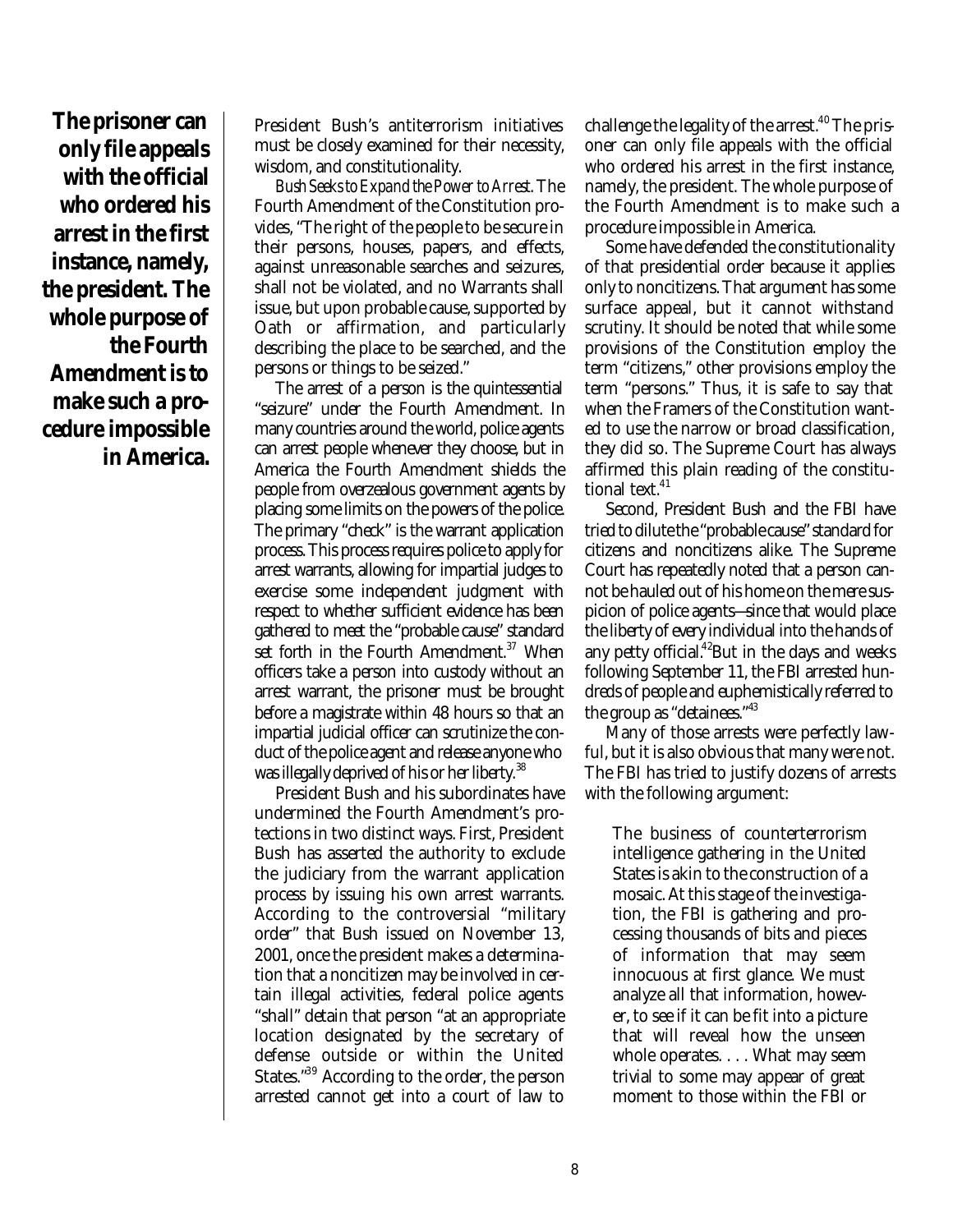**The prisoner can only file appeals with the official who ordered his arrest in the first instance, namely, the president. The whole purpose of the Fourth Amendment is to make such a procedure impossible in America.**

President Bush's antiterrorism initiatives must be closely examined for their necessity, wisdom, and constitutionality.

*Bush Seeks to Expand the Power to Arrest*. The Fourth Amendment of the Constitution provides, "The right of the people to be secure in their persons, houses, papers, and effects, against unreasonable searches and seizures, shall not be violated, and no Warrants shall issue, but upon probable cause, supported by Oath or affirmation, and particularly describing the place to be searched, and the persons or things to be seized."

The arrest of a person is the quintessential "seizure" under the Fourth Amendment. In many countries around the world, police agents can arrest people whenever they choose, but in America the Fourth Amendment shields the people from overzealous government agents by placing some limits on the powers of the police. The primary "check" is the warrant application process. This process requires police to apply for arrest warrants, allowing for impartial judges to exercise some independent judgment with respect to whether sufficient evidence has been gathered to meet the "probable cause" standard set forth in the Fourth Amendment.[37] When officers take a person into custody without an arrest warrant, the prisoner must be brought before a magistrate within 48 hours so that an impartial judicial officer can scrutinize the conduct of the police agent and release anyone who was illegally deprived of his or her liberty.[38]

President Bush and his subordinates have undermined the Fourth Amendment's protections in two distinct ways. First, President Bush has asserted the authority to exclude the judiciary from the warrant application process by issuing his own arrest warrants. According to the controversial "military order" that Bush issued on November 13, 2001, once the president makes a determination that a noncitizen may be involved in certain illegal activities, federal police agents "shall" detain that person "at an appropriate location designated by the secretary of defense outside or within the United States."[39] According to the order, the person arrested cannot get into a court of law to challenge the legality of the arrest.[40] The prisoner can only file appeals with the official who ordered his arrest in the first instance, namely, the president. The whole purpose of the Fourth Amendment is to make such a procedure impossible in America.

Some have defended the constitutionality of that presidential order because it applies only to noncitizens. That argument has some surface appeal, but it cannot withstand scrutiny. It should be noted that while some provisions of the Constitution employ the term "citizens," other provisions employ the term "persons." Thus, it is safe to say that when the Framers of the Constitution wanted to use the narrow or broad classification, they did so. The Supreme Court has always affirmed this plain reading of the constitutional text.[41]

Second, President Bush and the FBI have tried to dilute the "probable cause" standard for citizens and noncitizens alike. The Supreme Court has repeatedly noted that a person cannot be hauled out of his home on the mere suspicion of police agents—since that would place the liberty of every individual into the hands of any petty official.[42] But in the days and weeks following September 11, the FBI arrested hundreds of people and euphemistically referred to the group as "detainees."[43]

Many of those arrests were perfectly lawful, but it is also obvious that many were not. The FBI has tried to justify dozens of arrests with the following argument:

> The business of counterterrorism intelligence gathering in the United States is akin to the construction of a mosaic. At this stage of the investigation, the FBI is gathering and processing thousands of bits and pieces of information that may seem innocuous at first glance. We must analyze all that information, however, to see if it can be fit into a picture that will reveal how the unseen whole operates. . . . What may seem trivial to some may appear of great moment to those within the FBI or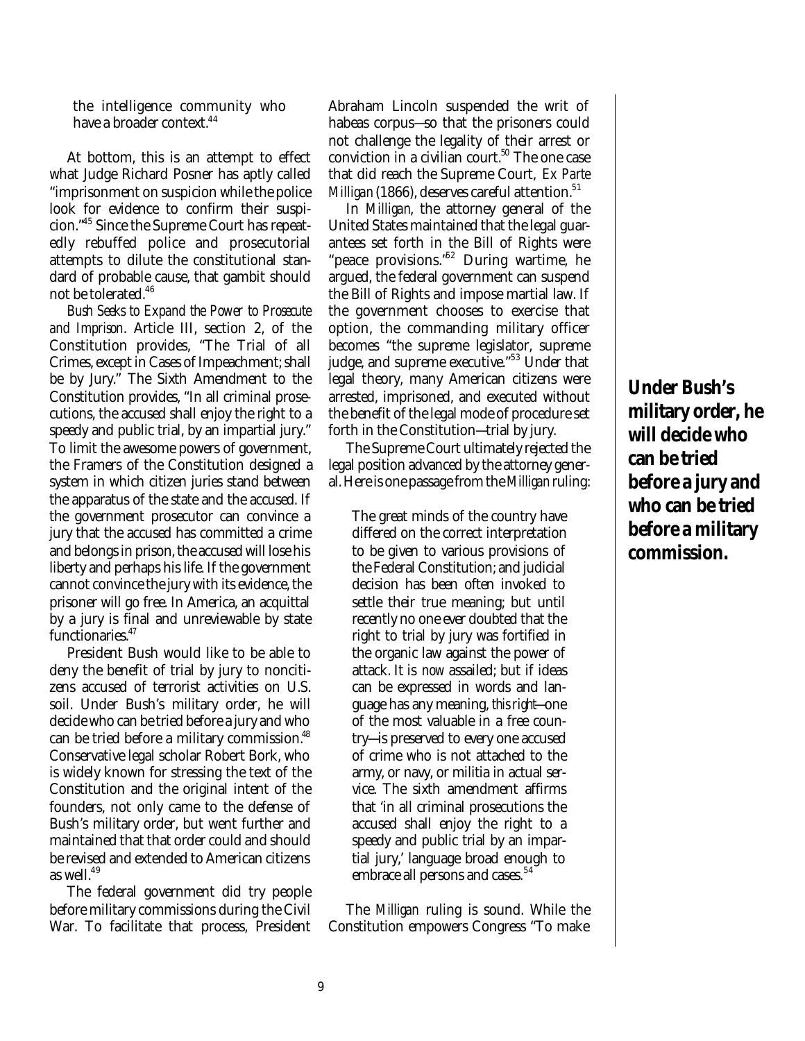the intelligence community who have a broader context.[44]

At bottom, this is an attempt to effect what Judge Richard Posner has aptly called "imprisonment on suspicion while the police look for evidence to confirm their suspicion."[45] Since the Supreme Court has repeatedly rebuffed police and prosecutorial attempts to dilute the constitutional standard of probable cause, that gambit should not be tolerated.[46]

*Bush Seeks to Expand the Power to Prosecute and Imprison.* Article III, section 2, of the Constitution provides, "The Trial of all Crimes, except in Cases of Impeachment; shall be by Jury." The Sixth Amendment to the Constitution provides, "In all criminal prosecutions, the accused shall enjoy the right to a speedy and public trial, by an impartial jury." To limit the awesome powers of government, the Framers of the Constitution designed a system in which citizen juries stand between the apparatus of the state and the accused. If the government prosecutor can convince a jury that the accused has committed a crime and belongs in prison, the accused will lose his liberty and perhaps his life. If the government cannot convince the jury with its evidence, the prisoner will go free. In America, an acquittal by a jury is final and unreviewable by state functionaries.[47]

President Bush would like to be able to deny the benefit of trial by jury to noncitizens accused of terrorist activities on U.S. soil. Under Bush's military order, he will decide who can be tried before a jury and who can be tried before a military commission.[48] Conservative legal scholar Robert Bork, who is widely known for stressing the text of the Constitution and the original intent of the founders, not only came to the defense of Bush's military order, but went further and maintained that that order could and should be revised and extended to American citizens as well.[49]

The federal government did try people before military commissions during the Civil War. To facilitate that process, President Abraham Lincoln suspended the writ of habeas corpus—so that the prisoners could not challenge the legality of their arrest or conviction in a civilian court.[50] The one case that did reach the Supreme Court, *Ex Parte Milligan* (1866), deserves careful attention.[51]

In *Milligan*, the attorney general of the United States maintained that the legal guarantees set forth in the Bill of Rights were "peace provisions."[52] During wartime, he argued, the federal government can suspend the Bill of Rights and impose martial law. If the government chooses to exercise that option, the commanding military officer becomes "the supreme legislator, supreme judge, and supreme executive."[53] Under that legal theory, many American citizens were arrested, imprisoned, and executed without the benefit of the legal mode of procedure set forth in the Constitution—trial by jury.

The Supreme Court ultimately rejected the legal position advanced by the attorney general. Here is one passage from the *Milligan* ruling:

> The great minds of the country have differed on the correct interpretation to be given to various provisions of the Federal Constitution; and judicial decision has been often invoked to settle their true meaning; but until recently no one ever doubted that the right to trial by jury was fortified in the organic law against the power of attack. It is *now* assailed; but if ideas can be expressed in words and language has any meaning, *this right*—one of the most valuable in a free country—is preserved to every one accused of crime who is not attached to the army, or navy, or militia in actual service. The sixth amendment affirms that 'in all criminal prosecutions the accused shall enjoy the right to a speedy and public trial by an impartial jury,' language broad enough to embrace all persons and cases.[54]

The *Milligan* ruling is sound. While the Constitution empowers Congress "To make

**Under Bush's military order, he will decide who can be tried before a jury and who can be tried before a military commission.**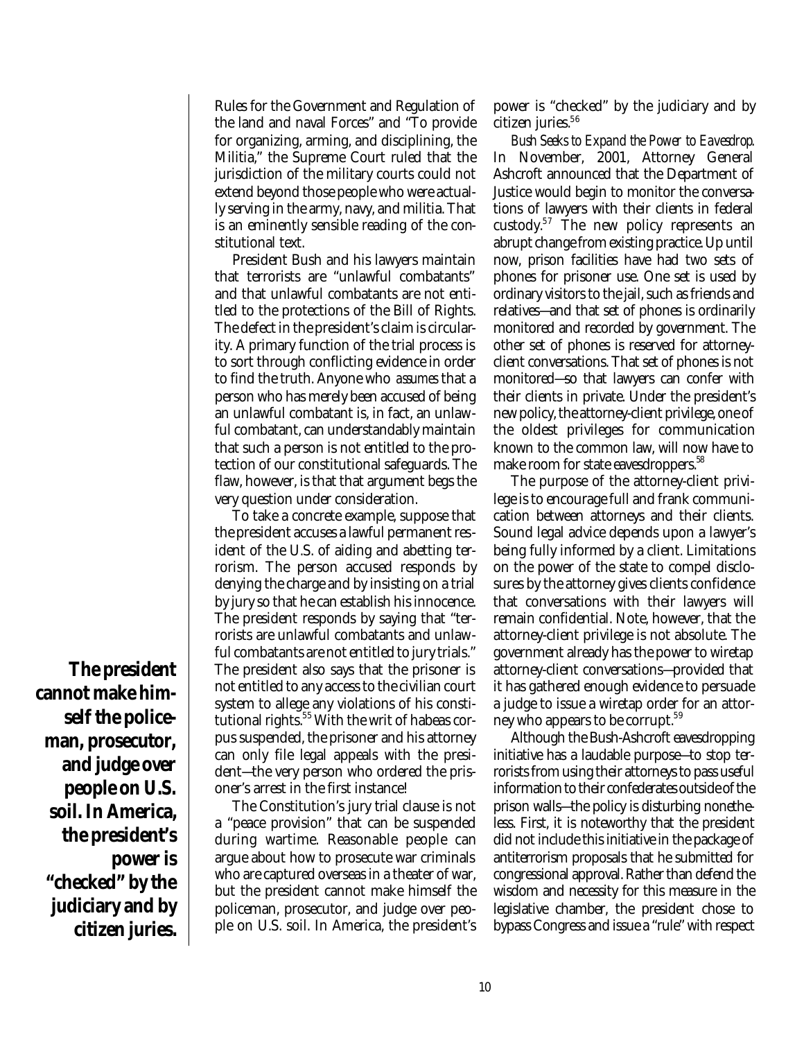Rules for the Government and Regulation of the land and naval Forces" and "To provide for organizing, arming, and disciplining, the Militia," the Supreme Court ruled that the jurisdiction of the military courts could not extend beyond those people who were actually serving in the army, navy, and militia. That is an eminently sensible reading of the constitutional text.

President Bush and his lawyers maintain that terrorists are "unlawful combatants" and that unlawful combatants are not entitled to the protections of the Bill of Rights. The defect in the president's claim is circularity. A primary function of the trial process is to sort through conflicting evidence in order to find the truth. Anyone who *assumes* that a person who has merely been accused of being an unlawful combatant is, in fact, an unlawful combatant, can understandably maintain that such a person is not entitled to the protection of our constitutional safeguards. The flaw, however, is that that argument begs the very question under consideration.

To take a concrete example, suppose that the president accuses a lawful permanent resident of the U.S. of aiding and abetting terrorism. The person accused responds by denying the charge and by insisting on a trial by jury so that he can establish his innocence. The president responds by saying that "terrorists are unlawful combatants and unlawful combatants are not entitled to jury trials." The president also says that the prisoner is not entitled to any access to the civilian court system to allege any violations of his constitutional rights.[55] With the writ of habeas corpus suspended, the prisoner and his attorney can only file legal appeals with the president—the very person who ordered the prisoner's arrest in the first instance!

The Constitution's jury trial clause is not a "peace provision" that can be suspended during wartime. Reasonable people can argue about how to prosecute war criminals who are captured overseas in a theater of war, but the president cannot make himself the policeman, prosecutor, and judge over people on U.S. soil. In America, the president's power is "checked" by the judiciary and by citizen juries.[56]

**The president cannot make himself the policeman, prosecutor, and judge over people on U.S. soil. In America, the president's power is "checked" by the judiciary and by citizen juries.**

*Bush Seeks to Expand the Power to Eavesdrop.* In November, 2001, Attorney General Ashcroft announced that the Department of Justice would begin to monitor the conversations of lawyers with their clients in federal custody.[57] The new policy represents an abrupt change from existing practice. Up until now, prison facilities have had two sets of phones for prisoner use. One set is used by ordinary visitors to the jail, such as friends and relatives—and that set of phones is ordinarily monitored and recorded by government. The other set of phones is reserved for attorney-client conversations. That set of phones is not monitored—so that lawyers can confer with their clients in private. Under the president's new policy, the attorney-client privilege, one of the oldest privileges for communication known to the common law, will now have to make room for state eavesdroppers.[58]

The purpose of the attorney-client privilege is to encourage full and frank communication between attorneys and their clients. Sound legal advice depends upon a lawyer's being fully informed by a client. Limitations on the power of the state to compel disclosures by the attorney gives clients confidence that conversations with their lawyers will remain confidential. Note, however, that the attorney-client privilege is not absolute. The government already has the power to wiretap attorney-client conversations—provided that it has gathered enough evidence to persuade a judge to issue a wiretap order for an attorney who appears to be corrupt.[59]

Although the Bush-Ashcroft eavesdropping initiative has a laudable purpose—to stop terrorists from using their attorneys to pass useful information to their confederates outside of the prison walls—the policy is disturbing nonetheless. First, it is noteworthy that the president did not include this initiative in the package of antiterrorism proposals that he submitted for congressional approval. Rather than defend the wisdom and necessity for this measure in the legislative chamber, the president chose to bypass Congress and issue a "rule" with respect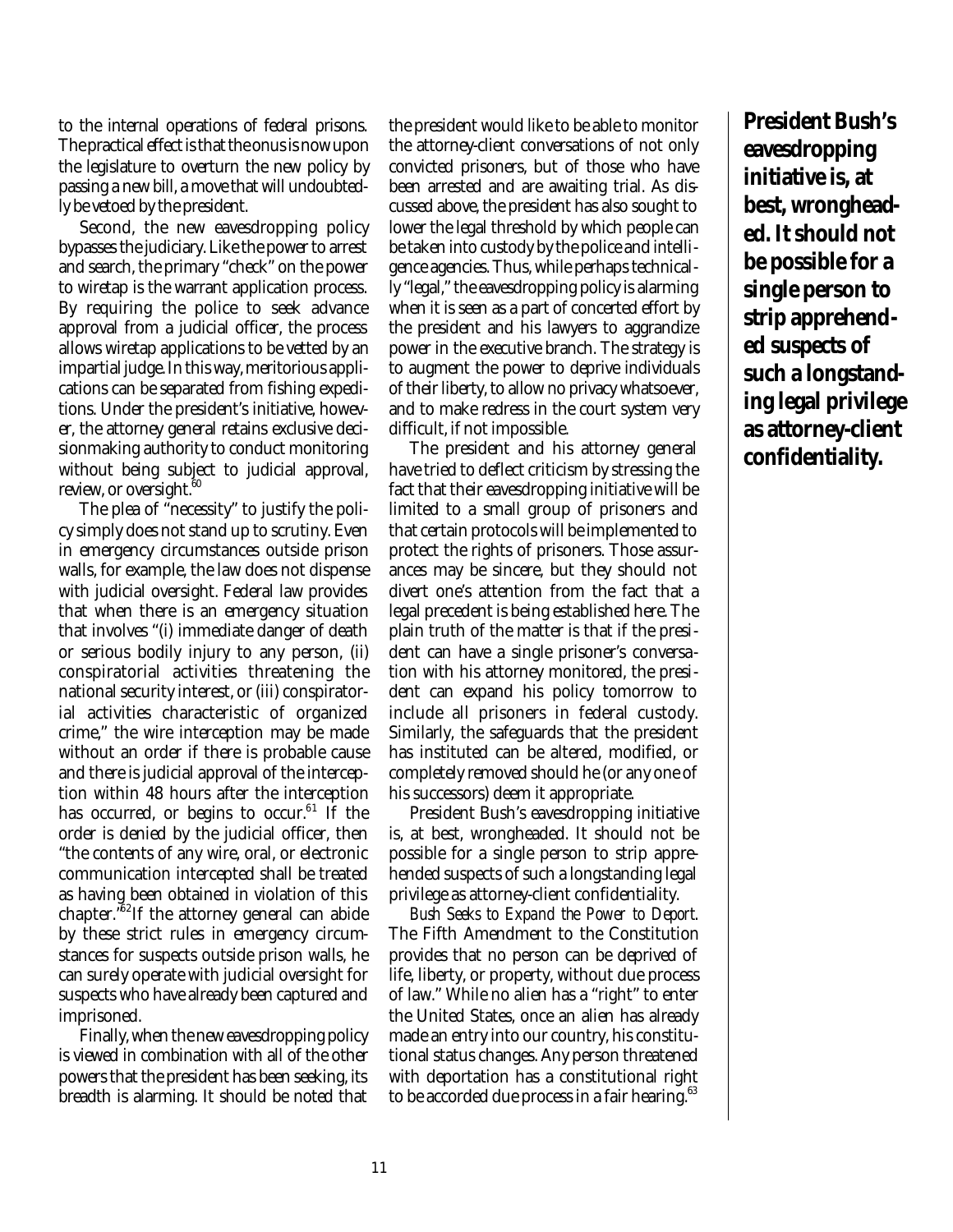to the internal operations of federal prisons. The practical effect is that the onus is now upon the legislature to overturn the new policy by passing a new bill, a move that will undoubtedly be vetoed by the president.

Second, the new eavesdropping policy bypasses the judiciary. Like the power to arrest and search, the primary "check" on the power to wiretap is the warrant application process. By requiring the police to seek advance approval from a judicial officer, the process allows wiretap applications to be vetted by an impartial judge. In this way, meritorious applications can be separated from fishing expeditions. Under the president's initiative, however, the attorney general retains exclusive decisionmaking authority to conduct monitoring without being subject to judicial approval, review, or oversight.[60]

The plea of "necessity" to justify the policy simply does not stand up to scrutiny. Even in emergency circumstances outside prison walls, for example, the law does not dispense with judicial oversight. Federal law provides that when there is an emergency situation that involves "(i) immediate danger of death or serious bodily injury to any person, (ii) conspiratorial activities threatening the national security interest, or (iii) conspiratorial activities characteristic of organized crime," the wire interception may be made without an order if there is probable cause and there is judicial approval of the interception within 48 hours after the interception has occurred, or begins to occur.[61] If the order is denied by the judicial officer, then "the contents of any wire, oral, or electronic communication intercepted shall be treated as having been obtained in violation of this chapter."[62] If the attorney general can abide by these strict rules in emergency circumstances for suspects outside prison walls, he can surely operate with judicial oversight for suspects who have already been captured and imprisoned.

Finally, when the new eavesdropping policy is viewed in combination with all of the other powers that the president has been seeking, its breadth is alarming. It should be noted that the president would like to be able to monitor the attorney-client conversations of not only convicted prisoners, but of those who have been arrested and are awaiting trial. As discussed above, the president has also sought to lower the legal threshold by which people can be taken into custody by the police and intelligence agencies. Thus, while perhaps technically "legal," the eavesdropping policy is alarming when it is seen as a part of concerted effort by the president and his lawyers to aggrandize power in the executive branch. The strategy is to augment the power to deprive individuals of their liberty, to allow no privacy whatsoever, and to make redress in the court system very difficult, if not impossible.

The president and his attorney general have tried to deflect criticism by stressing the fact that their eavesdropping initiative will be limited to a small group of prisoners and that certain protocols will be implemented to protect the rights of prisoners. Those assurances may be sincere, but they should not divert one's attention from the fact that a legal precedent is being established here. The plain truth of the matter is that if the president can have a single prisoner's conversation with his attorney monitored, the president can expand his policy tomorrow to include all prisoners in federal custody. Similarly, the safeguards that the president has instituted can be altered, modified, or completely removed should he (or any one of his successors) deem it appropriate.

President Bush's eavesdropping initiative is, at best, wrongheaded. It should not be possible for a single person to strip apprehended suspects of such a longstanding legal privilege as attorney-client confidentiality.

**President Bush's eavesdropping initiative is, at best, wrongheaded. It should not be possible for a single person to strip apprehended suspects of such a longstanding legal privilege as attorney-client confidentiality.**

*Bush Seeks to Expand the Power to Deport.* The Fifth Amendment to the Constitution provides that no person can be deprived of life, liberty, or property, without due process of law." While no alien has a "right" to enter the United States, once an alien has already made an entry into our country, his constitutional status changes. Any person threatened with deportation has a constitutional right to be accorded due process in a fair hearing.[63]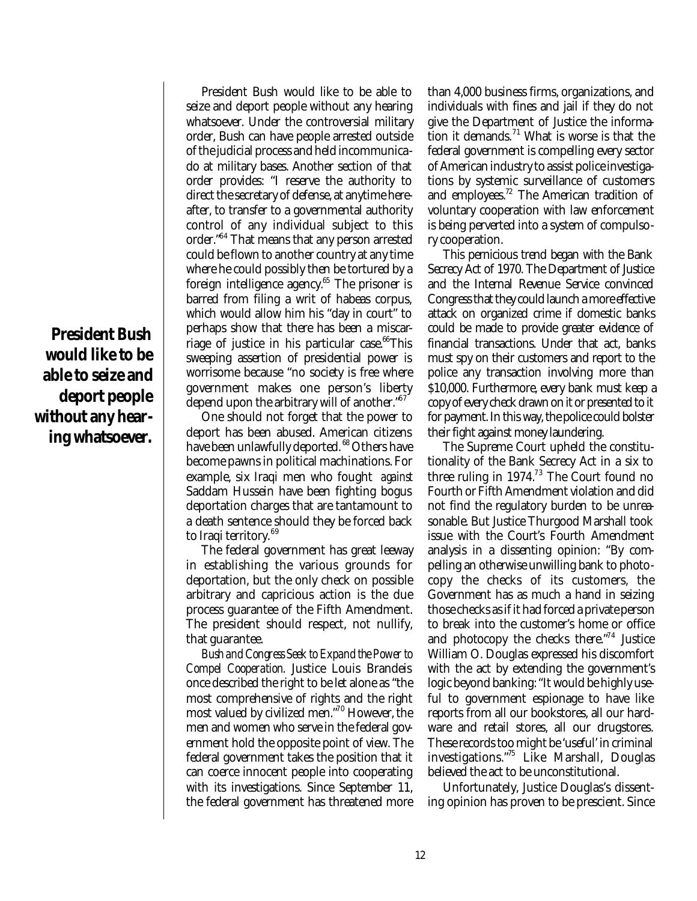**President Bush would like to be able to seize and deport people without any hearing whatsoever.**

President Bush would like to be able to seize and deport people without any hearing whatsoever. Under the controversial military order, Bush can have people arrested outside of the judicial process and held incommunicado at military bases. Another section of that order provides: "I reserve the authority to direct the secretary of defense, at anytime hereafter, to transfer to a governmental authority control of any individual subject to this order."[64] That means that any person arrested could be flown to another country at any time where he could possibly then be tortured by a foreign intelligence agency.[65] The prisoner is barred from filing a writ of habeas corpus, which would allow him his "day in court" to perhaps show that there has been a miscarriage of justice in his particular case.[66] This sweeping assertion of presidential power is worrisome because "no society is free where government makes one person's liberty depend upon the arbitrary will of another."[67]

One should not forget that the power to deport has been abused. American citizens have been unlawfully deported.[68] Others have become pawns in political machinations. For example, six Iraqi men who fought *against* Saddam Hussein have been fighting bogus deportation charges that are tantamount to a death sentence should they be forced back to Iraqi territory.[69]

The federal government has great leeway in establishing the various grounds for deportation, but the only check on possible arbitrary and capricious action is the due process guarantee of the Fifth Amendment. The president should respect, not nullify, that guarantee.

*Bush and Congress Seek to Expand the Power to Compel Cooperation.* Justice Louis Brandeis once described the right to be let alone as "the most comprehensive of rights and the right most valued by civilized men."[70] However, the men and women who serve in the federal government hold the opposite point of view. The federal government takes the position that it can coerce innocent people into cooperating with its investigations. Since September 11, the federal government has threatened more than 4,000 business firms, organizations, and individuals with fines and jail if they do not give the Department of Justice the information it demands.[71] What is worse is that the federal government is compelling every sector of American industry to assist police investigations by systemic surveillance of customers and employees.[72] The American tradition of voluntary cooperation with law enforcement is being perverted into a system of compulsory cooperation.

This pernicious trend began with the Bank Secrecy Act of 1970. The Department of Justice and the Internal Revenue Service convinced Congress that they could launch a more effective attack on organized crime if domestic banks could be made to provide greater evidence of financial transactions. Under that act, banks must spy on their customers and report to the police any transaction involving more than $10,000. Furthermore, every bank must keep a copy of every check drawn on it or presented to it for payment. In this way, the police could bolster their fight against money laundering.

The Supreme Court upheld the constitutionality of the Bank Secrecy Act in a six to three ruling in 1974.[73] The Court found no Fourth or Fifth Amendment violation and did not find the regulatory burden to be unreasonable. But Justice Thurgood Marshall took issue with the Court's Fourth Amendment analysis in a dissenting opinion: "By compelling an otherwise unwilling bank to photocopy the checks of its customers, the Government has as much a hand in seizing those checks as if it had forced a private person to break into the customer's home or office and photocopy the checks there."[74] Justice William O. Douglas expressed his discomfort with the act by extending the government's logic beyond banking: "It would be highly useful to government espionage to have like reports from all our bookstores, all our hardware and retail stores, all our drugstores. These records too might be 'useful' in criminal investigations."[75] Like Marshall, Douglas believed the act to be unconstitutional.

Unfortunately, Justice Douglas's dissenting opinion has proven to be prescient. Since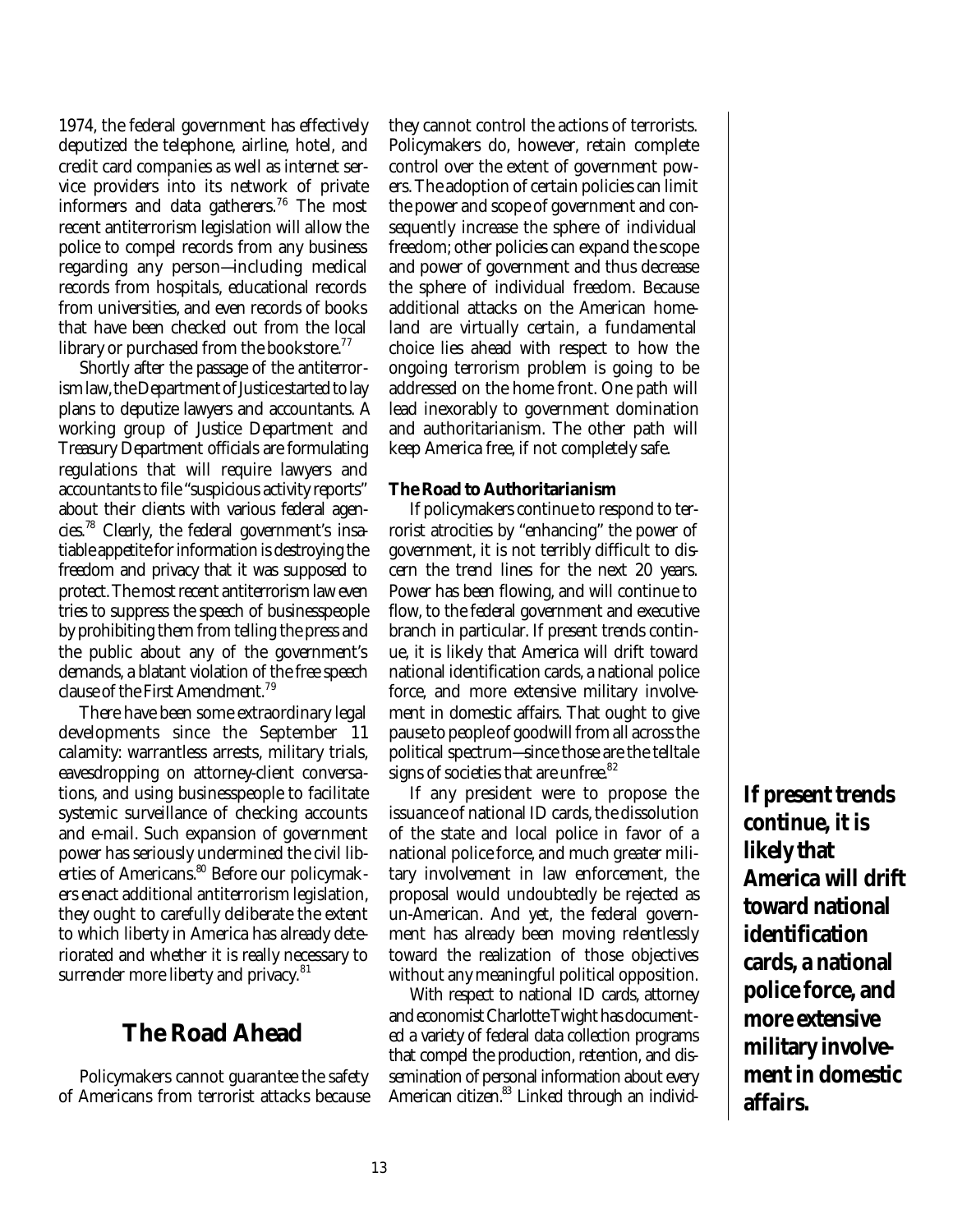1974, the federal government has effectively deputized the telephone, airline, hotel, and credit card companies as well as internet service providers into its network of private informers and data gatherers.[76] The most recent antiterrorism legislation will allow the police to compel records from any business regarding any person—including medical records from hospitals, educational records from universities, and even records of books that have been checked out from the local library or purchased from the bookstore.[77]

Shortly after the passage of the antiterrorism law, the Department of Justice started to lay plans to deputize lawyers and accountants. A working group of Justice Department and Treasury Department officials are formulating regulations that will require lawyers and accountants to file "suspicious activity reports" about their clients with various federal agencies.[78] Clearly, the federal government's insatiable appetite for information is destroying the freedom and privacy that it was supposed to protect. The most recent antiterrorism law even tries to suppress the speech of businesspeople by prohibiting them from telling the press and the public about any of the government's demands, a blatant violation of the free speech clause of the First Amendment.[79]

There have been some extraordinary legal developments since the September 11 calamity: warrantless arrests, military trials, eavesdropping on attorney-client conversations, and using businesspeople to facilitate systemic surveillance of checking accounts and e-mail. Such expansion of government power has seriously undermined the civil liberties of Americans.[80] Before our policymakers enact additional antiterrorism legislation, they ought to carefully deliberate the extent to which liberty in America has already deteriorated and whether it is really necessary to surrender more liberty and privacy.[81]

## The Road Ahead

Policymakers cannot guarantee the safety of Americans from terrorist attacks because they cannot control the actions of terrorists. Policymakers do, however, retain complete control over the extent of government powers. The adoption of certain policies can limit the power and scope of government and consequently increase the sphere of individual freedom; other policies can expand the scope and power of government and thus decrease the sphere of individual freedom. Because additional attacks on the American homeland are virtually certain, a fundamental choice lies ahead with respect to how the ongoing terrorism problem is going to be addressed on the home front. One path will lead inexorably to government domination and authoritarianism. The other path will keep America free, if not completely safe.

### The Road to Authoritarianism

If policymakers continue to respond to terrorist atrocities by "enhancing" the power of government, it is not terribly difficult to discern the trend lines for the next 20 years. Power has been flowing, and will continue to flow, to the federal government and executive branch in particular. If present trends continue, it is likely that America will drift toward national identification cards, a national police force, and more extensive military involvement in domestic affairs. That ought to give pause to people of goodwill from all across the political spectrum—since those are the telltale signs of societies that are unfree.[82]

If any president were to propose the issuance of national ID cards, the dissolution of the state and local police in favor of a national police force, and much greater military involvement in law enforcement, the proposal would undoubtedly be rejected as un-American. And yet, the federal government has already been moving relentlessly toward the realization of those objectives without any meaningful political opposition.

With respect to national ID cards, attorney and economist Charlotte Twight has documented a variety of federal data collection programs that compel the production, retention, and dissemination of personal information about every American citizen.[83] Linked through an individ-

**If present trends continue, it is likely that America will drift toward national identification cards, a national police force, and more extensive military involvement in domestic affairs.**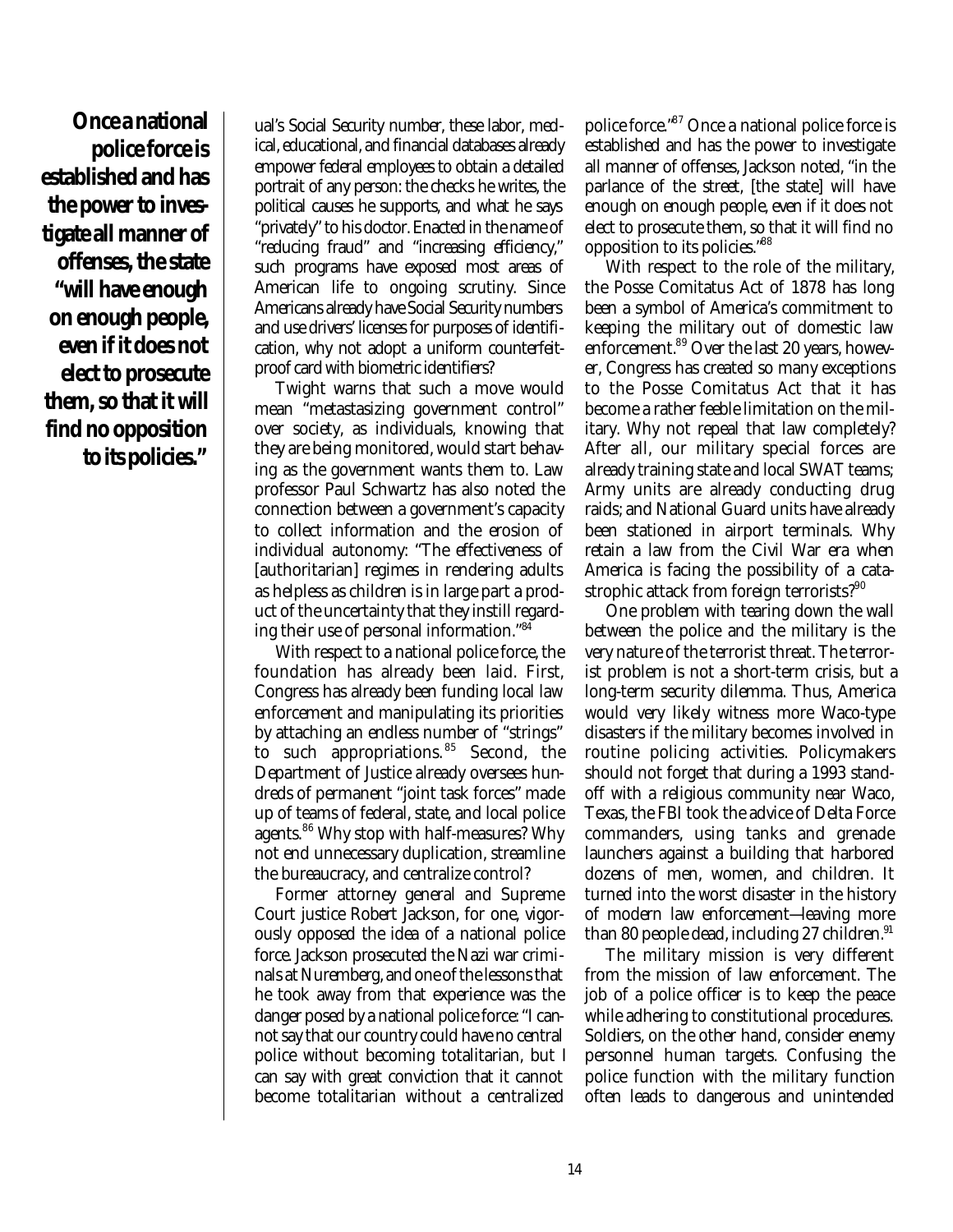**Once a national police force is established and has the power to investigate all manner of offenses, the state "will have enough on enough people, even if it does not elect to prosecute them, so that it will find no opposition to its policies."**

ual's Social Security number, these labor, medical, educational, and financial databases already empower federal employees to obtain a detailed portrait of any person: the checks he writes, the political causes he supports, and what he says "privately" to his doctor. Enacted in the name of "reducing fraud" and "increasing efficiency," such programs have exposed most areas of American life to ongoing scrutiny. Since Americans already have Social Security numbers and use drivers' licenses for purposes of identification, why not adopt a uniform counterfeit-proof card with biometric identifiers?

Twight warns that such a move would mean "metastasizing government control" over society, as individuals, knowing that they are being monitored, would start behaving as the government wants them to. Law professor Paul Schwartz has also noted the connection between a government's capacity to collect information and the erosion of individual autonomy: "The effectiveness of [authoritarian] regimes in rendering adults as helpless as children is in large part a product of the uncertainty that they instill regarding their use of personal information."[84]

With respect to a national police force, the foundation has already been laid. First, Congress has already been funding local law enforcement and manipulating its priorities by attaching an endless number of "strings" to such appropriations.[85] Second, the Department of Justice already oversees hundreds of permanent "joint task forces" made up of teams of federal, state, and local police agents.[86] Why stop with half-measures? Why not end unnecessary duplication, streamline the bureaucracy, and centralize control?

Former attorney general and Supreme Court justice Robert Jackson, for one, vigorously opposed the idea of a national police force. Jackson prosecuted the Nazi war criminals at Nuremberg, and one of the lessons that he took away from that experience was the danger posed by a national police force: "I cannot say that our country could have no central police without becoming totalitarian, but I can say with great conviction that it cannot become totalitarian without a centralized police force."[87] Once a national police force is established and has the power to investigate all manner of offenses, Jackson noted, "in the parlance of the street, [the state] will have enough on enough people, even if it does not elect to prosecute them, so that it will find no opposition to its policies."[88]

With respect to the role of the military, the Posse Comitatus Act of 1878 has long been a symbol of America's commitment to keeping the military out of domestic law enforcement.[89] Over the last 20 years, however, Congress has created so many exceptions to the Posse Comitatus Act that it has become a rather feeble limitation on the military. Why not repeal that law completely? After all, our military special forces are already training state and local SWAT teams; Army units are already conducting drug raids; and National Guard units have already been stationed in airport terminals. Why retain a law from the Civil War era when America is facing the possibility of a catastrophic attack from foreign terrorists?[90]

One problem with tearing down the wall between the police and the military is the very nature of the terrorist threat. The terrorist problem is not a short-term crisis, but a long-term security dilemma. Thus, America would very likely witness more Waco-type disasters if the military becomes involved in routine policing activities. Policymakers should not forget that during a 1993 standoff with a religious community near Waco, Texas, the FBI took the advice of Delta Force commanders, using tanks and grenade launchers against a building that harbored dozens of men, women, and children. It turned into the worst disaster in the history of modern law enforcement—leaving more than 80 people dead, including 27 children.[91]

The military mission is very different from the mission of law enforcement. The job of a police officer is to keep the peace while adhering to constitutional procedures. Soldiers, on the other hand, consider enemy personnel human targets. Confusing the police function with the military function often leads to dangerous and unintended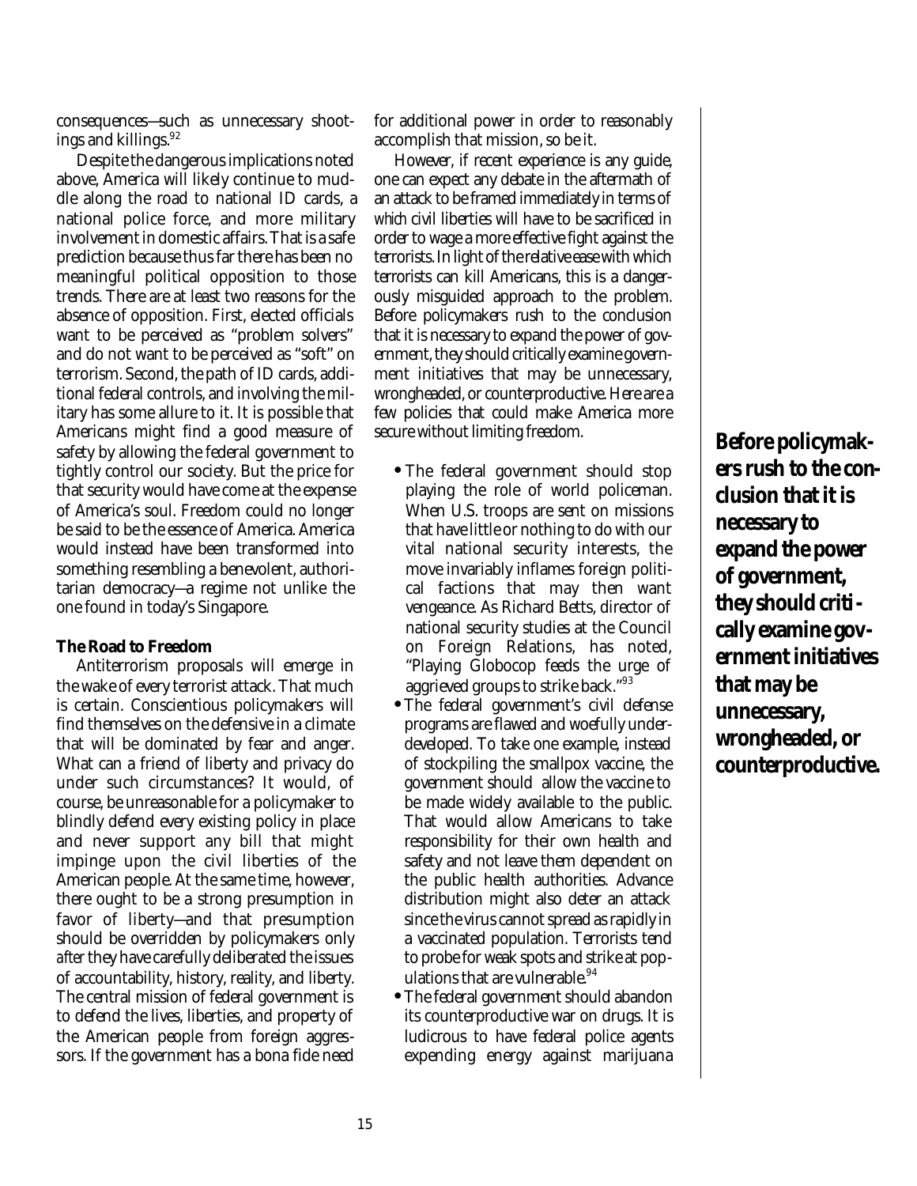consequences—such as unnecessary shootings and killings.[92]

Despite the dangerous implications noted above, America will likely continue to muddle along the road to national ID cards, a national police force, and more military involvement in domestic affairs. That is a safe prediction because thus far there has been no meaningful political opposition to those trends. There are at least two reasons for the absence of opposition. First, elected officials want to be perceived as "problem solvers" and do not want to be perceived as "soft" on terrorism. Second, the path of ID cards, additional federal controls, and involving the military has some allure to it. It is possible that Americans might find a good measure of safety by allowing the federal government to tightly control our society. But the price for that security would have come at the expense of America's soul. Freedom could no longer be said to be the essence of America. America would instead have been transformed into something resembling a benevolent, authoritarian democracy—a regime not unlike the one found in today's Singapore.

### The Road to Freedom

Antiterrorism proposals will emerge in the wake of every terrorist attack. That much is certain. Conscientious policymakers will find themselves on the defensive in a climate that will be dominated by fear and anger. What can a friend of liberty and privacy do under such circumstances? It would, of course, be unreasonable for a policymaker to blindly defend every existing policy in place and never support any bill that might impinge upon the civil liberties of the American people. At the same time, however, there ought to be a strong presumption in favor of liberty—and that presumption should be overridden by policymakers only *after* they have carefully deliberated the issues of accountability, history, reality, and liberty. The central mission of federal government is to defend the lives, liberties, and property of the American people from foreign aggressors. If the government has a bona fide need for additional power in order to reasonably accomplish that mission, so be it.

However, if recent experience is any guide, one can expect any debate in the aftermath of an attack to be framed immediately in terms of *which* civil liberties will have to be sacrificed in order to wage a more effective fight against the terrorists. In light of the relative ease with which terrorists can kill Americans, this is a dangerously misguided approach to the problem. Before policymakers rush to the conclusion that it is necessary to expand the power of government, they should critically examine government initiatives that may be unnecessary, wrongheaded, or counterproductive. Here are a few policies that could make America more secure without limiting freedom.

- The federal government should stop playing the role of world policeman. When U.S. troops are sent on missions that have little or nothing to do with our vital national security interests, the move invariably inflames foreign political factions that may then want vengeance. As Richard Betts, director of national security studies at the Council on Foreign Relations, has noted, "Playing Globocop feeds the urge of aggrieved groups to strike back."[93]
- The federal government's civil defense programs are flawed and woefully underdeveloped. To take one example, instead of stockpiling the smallpox vaccine, the government should allow the vaccine to be made widely available to the public. That would allow Americans to take responsibility for their own health and safety and not leave them dependent on the public health authorities. Advance distribution might also deter an attack since the virus cannot spread as rapidly in a vaccinated population. Terrorists tend to probe for weak spots and strike at populations that are vulnerable.[94]
- The federal government should abandon its counterproductive war on drugs. It is ludicrous to have federal police agents expending energy against marijuana

**Before policymakers rush to the conclusion that it is necessary to expand the power of government, they should critically examine government initiatives that may be unnecessary, wrongheaded, or counterproductive.**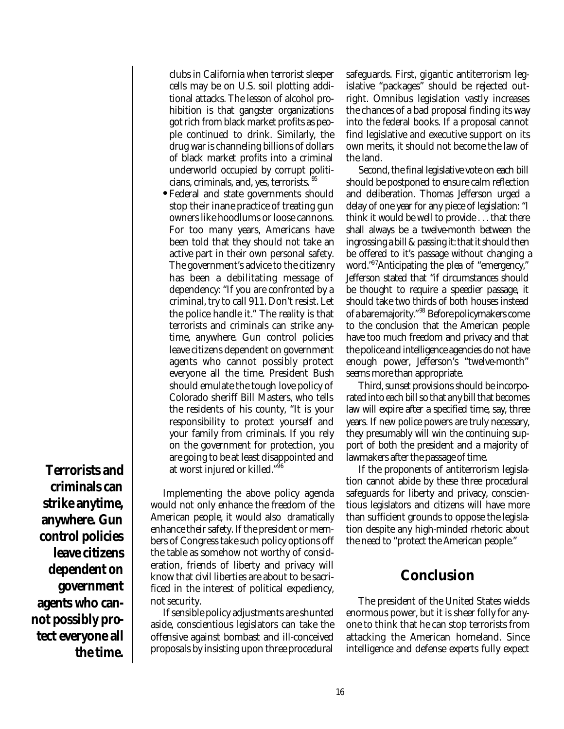clubs in California when terrorist sleeper cells may be on U.S. soil plotting additional attacks. The lesson of alcohol prohibition is that gangster organizations got rich from black market profits as people continued to drink. Similarly, the drug war is channeling billions of dollars of black market profits into a criminal underworld occupied by corrupt politicians, criminals, and, yes, terrorists.[95]

- Federal and state governments should stop their inane practice of treating gun owners like hoodlums or loose cannons. For too many years, Americans have been told that they should not take an active part in their own personal safety. The government's advice to the citizenry has been a debilitating message of dependency: "If you are confronted by a criminal, try to call 911. Don't resist. Let the police handle it." The reality is that terrorists and criminals can strike anytime, anywhere. Gun control policies leave citizens dependent on government agents who cannot possibly protect everyone all the time. President Bush should emulate the tough love policy of Colorado sheriff Bill Masters, who tells the residents of his county, "It is your responsibility to protect yourself and your family from criminals. If you rely on the government for protection, you are going to be at least disappointed and at worst injured or killed."[96]

**Terrorists and criminals can strike anytime, anywhere. Gun control policies leave citizens dependent on government agents who cannot possibly protect everyone all the time.**

Implementing the above policy agenda would not only enhance the freedom of the American people, it would also *dramatically* enhance their safety. If the president or members of Congress take such policy options off the table as somehow not worthy of consideration, friends of liberty and privacy will know that civil liberties are about to be sacrificed in the interest of political expediency, not security.

If sensible policy adjustments are shunted aside, conscientious legislators can take the offensive against bombast and ill-conceived proposals by insisting upon three procedural safeguards. First, gigantic antiterrorism legislative "packages" should be rejected outright. Omnibus legislation vastly increases the chances of a bad proposal finding its way into the federal books. If a proposal cannot find legislative and executive support on its own merits, it should not become the law of the land.

Second, the final legislative vote on each bill should be postponed to ensure calm reflection and deliberation. Thomas Jefferson urged a delay of one year for any piece of legislation: "I think it would be well to provide . . . that there shall always be a twelve-month between the ingrossing a bill & passing it: that it should then be offered to it's passage without changing a word."[97] Anticipating the plea of "emergency," Jefferson stated that "if circumstances should be thought to require a speedier passage, it should take two thirds of both houses instead of a bare majority."[98] Before policymakers come to the conclusion that the American people have too much freedom and privacy and that the police and intelligence agencies do not have enough power, Jefferson's "twelve-month" seems more than appropriate.

Third, sunset provisions should be incorporated into each bill so that any bill that becomes law will expire after a specified time, say, three years. If new police powers are truly necessary, they presumably will win the continuing support of both the president and a majority of lawmakers after the passage of time.

If the proponents of antiterrorism legislation cannot abide by these three procedural safeguards for liberty and privacy, conscientious legislators and citizens will have more than sufficient grounds to oppose the legislation despite any high-minded rhetoric about the need to "protect the American people."

## Conclusion

The president of the United States wields enormous power, but it is sheer folly for anyone to think that he can stop terrorists from attacking the American homeland. Since intelligence and defense experts fully expect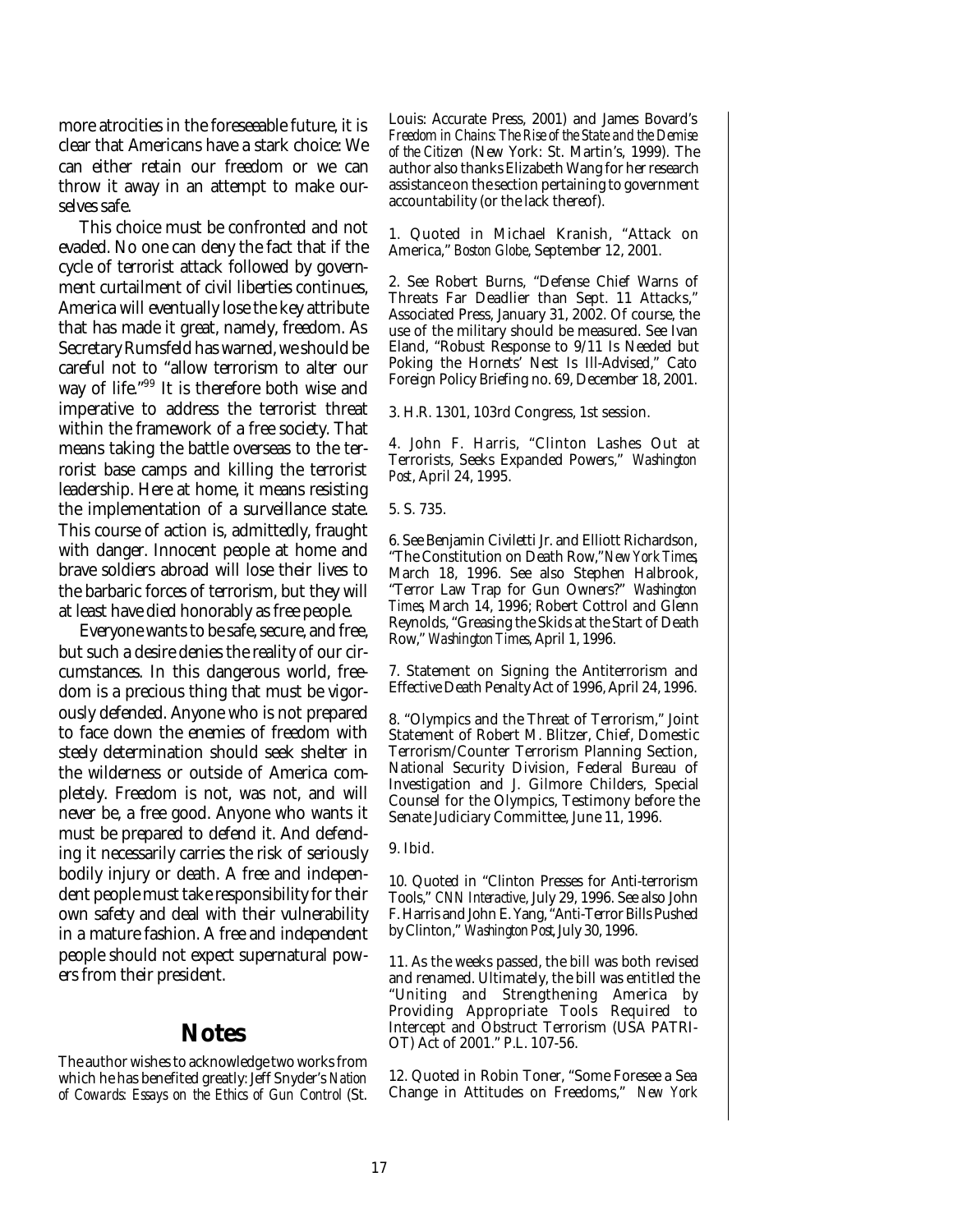more atrocities in the foreseeable future, it is clear that Americans have a stark choice: We can either retain our freedom or we can throw it away in an attempt to make ourselves safe.

This choice must be confronted and not evaded. No one can deny the fact that if the cycle of terrorist attack followed by government curtailment of civil liberties continues, America will eventually lose the key attribute that has made it great, namely, freedom. As Secretary Rumsfeld has warned, we should be careful not to "allow terrorism to alter our way of life."[99] It is therefore both wise and imperative to address the terrorist threat within the framework of a free society. That means taking the battle overseas to the terrorist base camps and killing the terrorist leadership. Here at home, it means resisting the implementation of a surveillance state. This course of action is, admittedly, fraught with danger. Innocent people at home and brave soldiers abroad will lose their lives to the barbaric forces of terrorism, but they will at least have died honorably as free people.

Everyone wants to be safe, secure, and free, but such a desire denies the reality of our circumstances. In this dangerous world, freedom is a precious thing that must be vigorously defended. Anyone who is not prepared to face down the enemies of freedom with steely determination should seek shelter in the wilderness or outside of America completely. Freedom is not, was not, and will never be, a free good. Anyone who wants it must be prepared to defend it. And defending it necessarily carries the risk of seriously bodily injury or death. A free and independent people must take responsibility for their own safety and deal with their vulnerability in a mature fashion. A free and independent people should not expect supernatural powers from their president.

## Notes

The author wishes to acknowledge two works from which he has benefited greatly: Jeff Snyder's *Nation of Cowards: Essays on the Ethics of Gun Control* (St. Louis: Accurate Press, 2001) and James Bovard's *Freedom in Chains: The Rise of the State and the Demise of the Citizen* (New York: St. Martin's, 1999). The author also thanks Elizabeth Wang for her research assistance on the section pertaining to government accountability (or the lack thereof).

1. Quoted in Michael Kranish, "Attack on America," *Boston Globe*, September 12, 2001.

2. See Robert Burns, "Defense Chief Warns of Threats Far Deadlier than Sept. 11 Attacks," Associated Press, January 31, 2002. Of course, the use of the military should be measured. See Ivan Eland, "Robust Response to 9/11 Is Needed but Poking the Hornets' Nest Is Ill-Advised," Cato Foreign Policy Briefing no. 69, December 18, 2001.

3. H.R. 1301, 103rd Congress, 1st session.

4. John F. Harris, "Clinton Lashes Out at Terrorists, Seeks Expanded Powers," *Washington Post*, April 24, 1995.

5. S. 735.

6. See Benjamin Civiletti Jr. and Elliott Richardson, "The Constitution on Death Row," *New York Times*, March 18, 1996. See also Stephen Halbrook, "Terror Law Trap for Gun Owners?" *Washington Times*, March 14, 1996; Robert Cottrol and Glenn Reynolds, "Greasing the Skids at the Start of Death Row," *Washington Times*, April 1, 1996.

7. Statement on Signing the Antiterrorism and Effective Death Penalty Act of 1996, April 24, 1996.

8. "Olympics and the Threat of Terrorism," Joint Statement of Robert M. Blitzer, Chief, Domestic Terrorism/Counter Terrorism Planning Section, National Security Division, Federal Bureau of Investigation and J. Gilmore Childers, Special Counsel for the Olympics, Testimony before the Senate Judiciary Committee, June 11, 1996.

9. Ibid.

10. Quoted in "Clinton Presses for Anti-terrorism Tools," *CNN Interactive*, July 29, 1996. See also John F. Harris and John E. Yang, "Anti-Terror Bills Pushed by Clinton," *Washington Post*, July 30, 1996.

11. As the weeks passed, the bill was both revised and renamed. Ultimately, the bill was entitled the "Uniting and Strengthening America by Providing Appropriate Tools Required to Intercept and Obstruct Terrorism (USA PATRIOT) Act of 2001." P.L. 107-56.

12. Quoted in Robin Toner, "Some Foresee a Sea Change in Attitudes on Freedoms," *New York*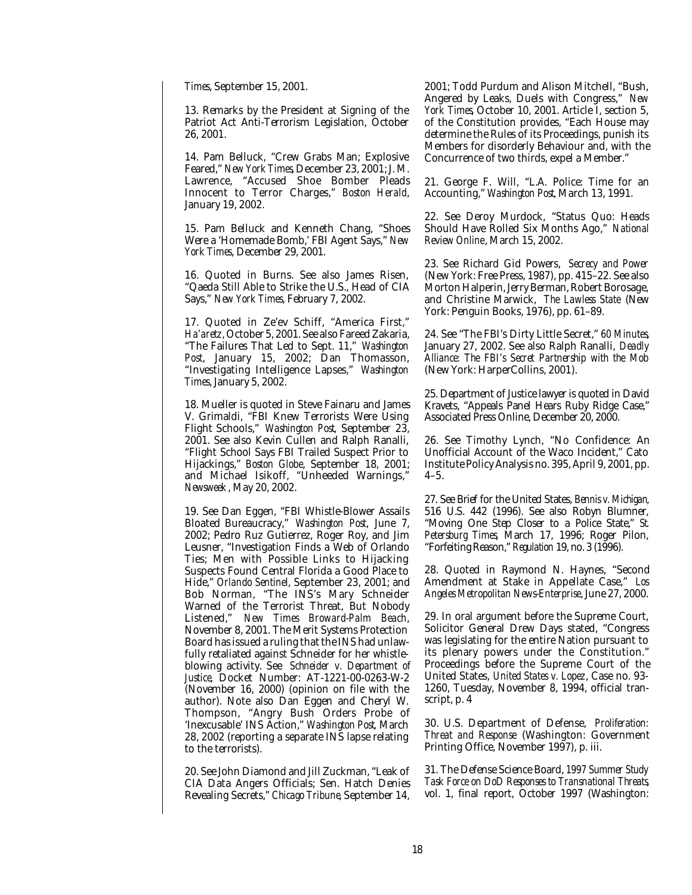*Times*, September 15, 2001.

13. Remarks by the President at Signing of the Patriot Act Anti-Terrorism Legislation, October 26, 2001.

14. Pam Belluck, "Crew Grabs Man; Explosive Feared," *New York Times*, December 23, 2001; J. M. Lawrence, "Accused Shoe Bomber Pleads Innocent to Terror Charges," *Boston Herald*, January 19, 2002.

15. Pam Belluck and Kenneth Chang, "Shoes Were a 'Homemade Bomb,' FBI Agent Says," *New York Times*, December 29, 2001.

16. Quoted in Burns. See also James Risen, "Qaeda Still Able to Strike the U.S., Head of CIA Says," *New York Times*, February 7, 2002.

17. Quoted in Ze'ev Schiff, "America First," *Ha'aretz*, October 5, 2001. See also Fareed Zakaria, "The Failures That Led to Sept. 11," *Washington Post*, January 15, 2002; Dan Thomasson, "Investigating Intelligence Lapses," *Washington Times*, January 5, 2002.

18. Mueller is quoted in Steve Fainaru and James V. Grimaldi, "FBI Knew Terrorists Were Using Flight Schools," *Washington Post*, September 23, 2001. See also Kevin Cullen and Ralph Ranalli, "Flight School Says FBI Trailed Suspect Prior to Hijackings," *Boston Globe*, September 18, 2001; and Michael Isikoff, "Unheeded Warnings," *Newsweek*, May 20, 2002.

19. See Dan Eggen, "FBI Whistle-Blower Assails Bloated Bureaucracy," *Washington Post*, June 7, 2002; Pedro Ruz Gutierrez, Roger Roy, and Jim Leusner, "Investigation Finds a Web of Orlando Ties; Men with Possible Links to Hijacking Suspects Found Central Florida a Good Place to Hide," *Orlando Sentinel*, September 23, 2001; and Bob Norman, "The INS's Mary Schneider Warned of the Terrorist Threat, But Nobody Listened," *New Times Broward-Palm Beach*, November 8, 2001. The Merit Systems Protection Board has issued a ruling that the INS had unlawfully retaliated against Schneider for her whistleblowing activity. See *Schneider v. Department of Justice*, Docket Number: AT-1221-00-0263-W-2 (November 16, 2000) (opinion on file with the author). Note also Dan Eggen and Cheryl W. Thompson, "Angry Bush Orders Probe of 'Inexcusable' INS Action," *Washington Post*, March 28, 2002 (reporting a separate INS lapse relating to the terrorists).

20. See John Diamond and Jill Zuckman, "Leak of CIA Data Angers Officials; Sen. Hatch Denies Revealing Secrets," *Chicago Tribune*, September 14, 2001; Todd Purdum and Alison Mitchell, "Bush, Angered by Leaks, Duels with Congress," *New York Times*, October 10, 2001. Article I, section 5, of the Constitution provides, "Each House may determine the Rules of its Proceedings, punish its Members for disorderly Behaviour and, with the Concurrence of two thirds, expel a Member."

21. George F. Will, "L.A. Police: Time for an Accounting," *Washington Post*, March 13, 1991.

22. See Deroy Murdock, "Status Quo: Heads Should Have Rolled Six Months Ago," *National Review Online*, March 15, 2002.

23. See Richard Gid Powers, *Secrecy and Power* (New York: Free Press, 1987), pp. 415–22. See also Morton Halperin, Jerry Berman, Robert Borosage, and Christine Marwick, *The Lawless State* (New York: Penguin Books, 1976), pp. 61–89.

24. See "The FBI's Dirty Little Secret," *60 Minutes*, January 27, 2002. See also Ralph Ranalli, *Deadly Alliance: The FBI's Secret Partnership with the Mob* (New York: HarperCollins, 2001).

25. Department of Justice lawyer is quoted in David Kravets, "Appeals Panel Hears Ruby Ridge Case," Associated Press Online, December 20, 2000.

26. See Timothy Lynch, "No Confidence: An Unofficial Account of the Waco Incident," Cato Institute Policy Analysis no. 395, April 9, 2001, pp. 4–5.

27. See Brief for the United States, *Bennis v. Michigan*, 516 U.S. 442 (1996). See also Robyn Blumner, "Moving One Step Closer to a Police State," *St. Petersburg Times*, March 17, 1996; Roger Pilon, "Forfeiting Reason," *Regulation* 19, no. 3 (1996).

28. Quoted in Raymond N. Haynes, "Second Amendment at Stake in Appellate Case," *Los Angeles Metropolitan News-Enterprise*, June 27, 2000.

29. In oral argument before the Supreme Court, Solicitor General Drew Days stated, "Congress was legislating for the entire Nation pursuant to its plenary powers under the Constitution." Proceedings before the Supreme Court of the United States, *United States v. Lopez*, Case no. 93-1260, Tuesday, November 8, 1994, official transcript, p. 4

30. U.S. Department of Defense, *Proliferation: Threat and Response* (Washington: Government Printing Office, November 1997), p. iii.

31. The Defense Science Board, *1997 Summer Study Task Force on DoD Responses to Transnational Threats*, vol. 1, final report, October 1997 (Washington: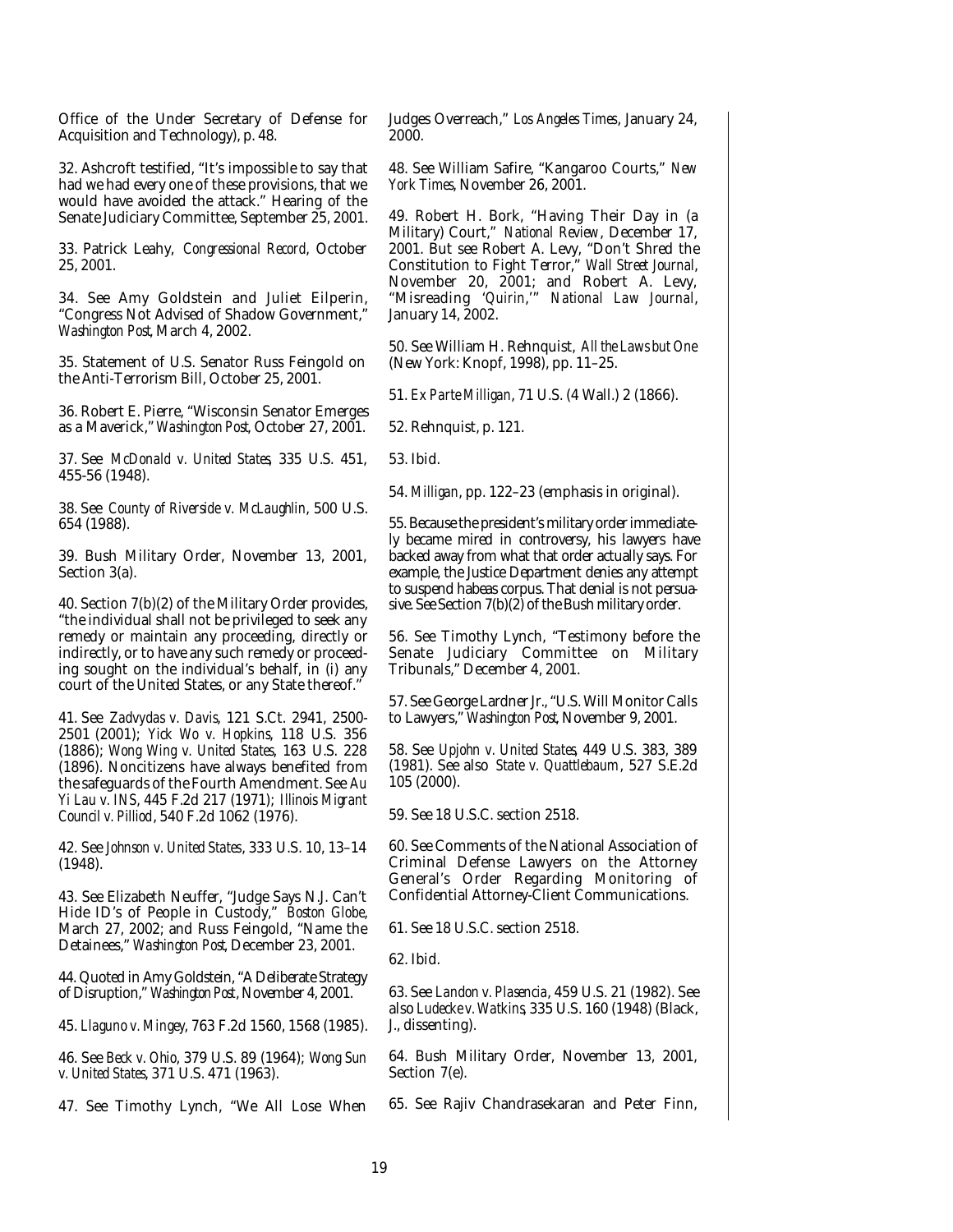Office of the Under Secretary of Defense for Acquisition and Technology), p. 48.

32. Ashcroft testified, "It's impossible to say that had we had every one of these provisions, that we would have avoided the attack." Hearing of the Senate Judiciary Committee, September 25, 2001.

33. Patrick Leahy, *Congressional Record*, October 25, 2001.

34. See Amy Goldstein and Juliet Eilperin, "Congress Not Advised of Shadow Government," *Washington Post*, March 4, 2002.

35. Statement of U.S. Senator Russ Feingold on the Anti-Terrorism Bill, October 25, 2001.

36. Robert E. Pierre, "Wisconsin Senator Emerges as a Maverick," *Washington Post*, October 27, 2001.

37. See *McDonald v. United States*, 335 U.S. 451, 455-56 (1948).

38. See *County of Riverside v. McLaughlin*, 500 U.S. 654 (1988).

39. Bush Military Order, November 13, 2001, Section 3(a).

40. Section 7(b)(2) of the Military Order provides, "the individual shall not be privileged to seek any remedy or maintain any proceeding, directly or indirectly, or to have any such remedy or proceeding sought on the individual's behalf, in (i) any court of the United States, or any State thereof."

41. See *Zadvydas v. Davis*, 121 S.Ct. 2941, 2500-2501 (2001); *Yick Wo v. Hopkins*, 118 U.S. 356 (1886); *Wong Wing v. United States*, 163 U.S. 228 (1896). Noncitizens have always benefited from the safeguards of the Fourth Amendment. See *Au Yi Lau v. INS*, 445 F.2d 217 (1971); *Illinois Migrant Council v. Pilliod*, 540 F.2d 1062 (1976).

42. See *Johnson v. United States*, 333 U.S. 10, 13–14 (1948).

43. See Elizabeth Neuffer, "Judge Says N.J. Can't Hide ID's of People in Custody," *Boston Globe*, March 27, 2002; and Russ Feingold, "Name the Detainees," *Washington Post*, December 23, 2001.

44. Quoted in Amy Goldstein, "A Deliberate Strategy of Disruption," *Washington Post*, November 4, 2001.

45. *Llaguno v. Mingey*, 763 F.2d 1560, 1568 (1985).

46. See *Beck v. Ohio*, 379 U.S. 89 (1964); *Wong Sun v. United States*, 371 U.S. 471 (1963).

47. See Timothy Lynch, "We All Lose When Judges Overreach," *Los Angeles Times*, January 24, 2000.

48. See William Safire, "Kangaroo Courts," *New York Times*, November 26, 2001.

49. Robert H. Bork, "Having Their Day in (a Military) Court," *National Review*, December 17, 2001. But see Robert A. Levy, "Don't Shred the Constitution to Fight Terror," *Wall Street Journal*, November 20, 2001; and Robert A. Levy, "Misreading '*Quirin*,'" *National Law Journal*, January 14, 2002.

50. See William H. Rehnquist, *All the Laws but One* (New York: Knopf, 1998), pp. 11–25.

51. *Ex Parte Milligan*, 71 U.S. (4 Wall.) 2 (1866).

52. Rehnquist, p. 121.

53. Ibid.

54. *Milligan*, pp. 122–23 (emphasis in original).

55. Because the president's military order immediately became mired in controversy, his lawyers have backed away from what that order actually says. For example, the Justice Department denies any attempt to suspend habeas corpus. That denial is not persuasive. See Section 7(b)(2) of the Bush military order.

56. See Timothy Lynch, "Testimony before the Senate Judiciary Committee on Military Tribunals," December 4, 2001.

57. See George Lardner Jr., "U.S. Will Monitor Calls to Lawyers," *Washington Post*, November 9, 2001.

58. See *Upjohn v. United States*, 449 U.S. 383, 389 (1981). See also *State v. Quattlebaum*, 527 S.E.2d 105 (2000).

59. See 18 U.S.C. section 2518.

60. See Comments of the National Association of Criminal Defense Lawyers on the Attorney General's Order Regarding Monitoring of Confidential Attorney-Client Communications.

61. See 18 U.S.C. section 2518.

62. Ibid.

63. See *Landon v. Plasencia*, 459 U.S. 21 (1982). See also *Ludecke v. Watkins*, 335 U.S. 160 (1948) (Black, J., dissenting).

64. Bush Military Order, November 13, 2001, Section 7(e).

65. See Rajiv Chandrasekaran and Peter Finn,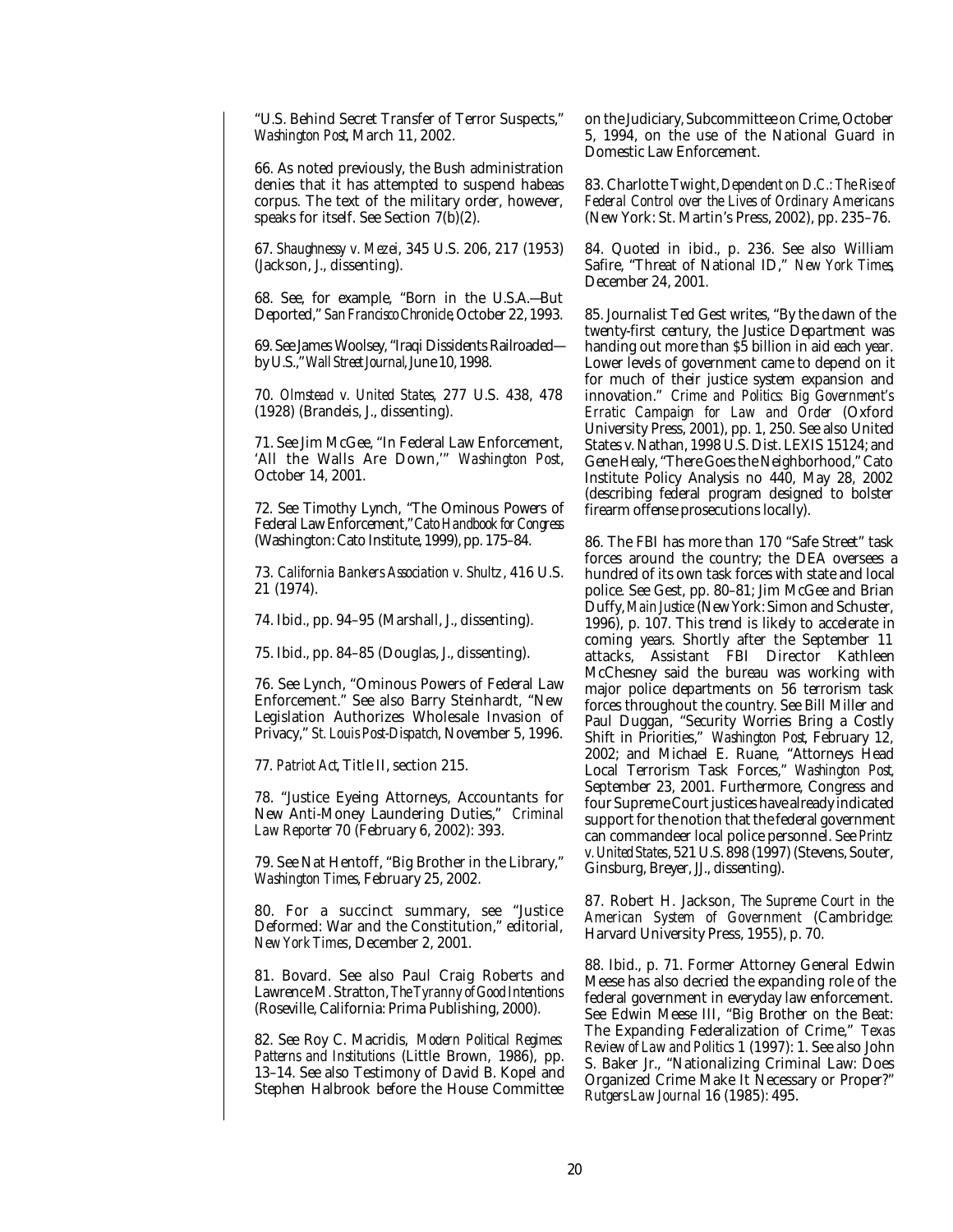"U.S. Behind Secret Transfer of Terror Suspects," *Washington Post*, March 11, 2002.

66. As noted previously, the Bush administration denies that it has attempted to suspend habeas corpus. The text of the military order, however, speaks for itself. See Section 7(b)(2).

67. *Shaughnessy v. Mezei*, 345 U.S. 206, 217 (1953) (Jackson, J., dissenting).

68. See, for example, "Born in the U.S.A.—But Deported," *San Francisco Chronicle*, October 22, 1993.

69. See James Woolsey, "Iraqi Dissidents Railroaded—by U.S.," *Wall Street Journal*, June 10, 1998.

70. *Olmstead v. United States*, 277 U.S. 438, 478 (1928) (Brandeis, J., dissenting).

71. See Jim McGee, "In Federal Law Enforcement, 'All the Walls Are Down,'" *Washington Post*, October 14, 2001.

72. See Timothy Lynch, "The Ominous Powers of Federal Law Enforcement," *Cato Handbook for Congress* (Washington: Cato Institute, 1999), pp. 175–84.

73. *California Bankers Association v. Shultz*, 416 U.S. 21 (1974).

74. Ibid., pp. 94–95 (Marshall, J., dissenting).

75. Ibid., pp. 84–85 (Douglas, J., dissenting).

76. See Lynch, "Ominous Powers of Federal Law Enforcement." See also Barry Steinhardt, "New Legislation Authorizes Wholesale Invasion of Privacy," *St. Louis Post-Dispatch*, November 5, 1996.

77. *Patriot Act*, Title II, section 215.

78. "Justice Eyeing Attorneys, Accountants for New Anti-Money Laundering Duties," *Criminal Law Reporter* 70 (February 6, 2002): 393.

79. See Nat Hentoff, "Big Brother in the Library," *Washington Times*, February 25, 2002.

80. For a succinct summary, see "Justice Deformed: War and the Constitution," editorial, *New York Times*, December 2, 2001.

81. Bovard. See also Paul Craig Roberts and Lawrence M. Stratton, *The Tyranny of Good Intentions* (Roseville, California: Prima Publishing, 2000).

82. See Roy C. Macridis, *Modern Political Regimes: Patterns and Institutions* (Little Brown, 1986), pp. 13–14. See also Testimony of David B. Kopel and Stephen Halbrook before the House Committee on the Judiciary, Subcommittee on Crime, October 5, 1994, on the use of the National Guard in Domestic Law Enforcement.

83. Charlotte Twight, *Dependent on D.C.: The Rise of Federal Control over the Lives of Ordinary Americans* (New York: St. Martin's Press, 2002), pp. 235–76.

84. Quoted in ibid., p. 236. See also William Safire, "Threat of National ID," *New York Times*, December 24, 2001.

85. Journalist Ted Gest writes, "By the dawn of the twenty-first century, the Justice Department was handing out more than $5 billion in aid each year. Lower levels of government came to depend on it for much of their justice system expansion and innovation." *Crime and Politics: Big Government's Erratic Campaign for Law and Order* (Oxford University Press, 2001), pp. 1, 250. See also United States v. Nathan, 1998 U.S. Dist. LEXIS 15124; and Gene Healy, "There Goes the Neighborhood," Cato Institute Policy Analysis no 440, May 28, 2002 (describing federal program designed to bolster firearm offense prosecutions locally).

86. The FBI has more than 170 "Safe Street" task forces around the country; the DEA oversees a hundred of its own task forces with state and local police. See Gest, pp. 80–81; Jim McGee and Brian Duffy, *Main Justice* (New York: Simon and Schuster, 1996), p. 107. This trend is likely to accelerate in coming years. Shortly after the September 11 attacks, Assistant FBI Director Kathleen McChesney said the bureau was working with major police departments on 56 terrorism task forces throughout the country. See Bill Miller and Paul Duggan, "Security Worries Bring a Costly Shift in Priorities," *Washington Post*, February 12, 2002; and Michael E. Ruane, "Attorneys Head Local Terrorism Task Forces," *Washington Post*, September 23, 2001. Furthermore, Congress and four Supreme Court justices have already indicated support for the notion that the federal government can commandeer local police personnel. See *Printz v. United States*, 521 U.S. 898 (1997) (Stevens, Souter, Ginsburg, Breyer, JJ., dissenting).

87. Robert H. Jackson, *The Supreme Court in the American System of Government* (Cambridge: Harvard University Press, 1955), p. 70.

88. Ibid., p. 71. Former Attorney General Edwin Meese has also decried the expanding role of the federal government in everyday law enforcement. See Edwin Meese III, "Big Brother on the Beat: The Expanding Federalization of Crime," *Texas Review of Law and Politics* 1 (1997): 1. See also John S. Baker Jr., "Nationalizing Criminal Law: Does Organized Crime Make It Necessary or Proper?" *Rutgers Law Journal* 16 (1985): 495.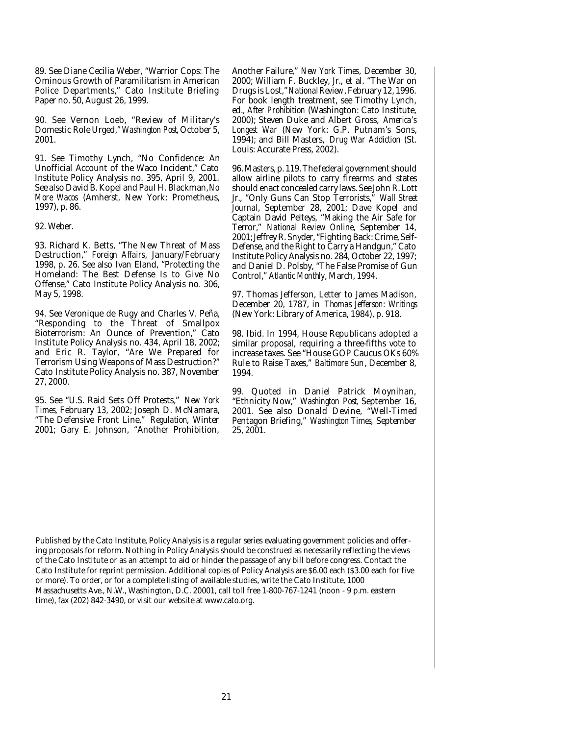89. See Diane Cecilia Weber, "Warrior Cops: The Ominous Growth of Paramilitarism in American Police Departments," Cato Institute Briefing Paper no. 50, August 26, 1999.

90. See Vernon Loeb, "Review of Military's Domestic Role Urged," *Washington Post*, October 5, 2001.

91. See Timothy Lynch, "No Confidence: An Unofficial Account of the Waco Incident," Cato Institute Policy Analysis no. 395, April 9, 2001. See also David B. Kopel and Paul H. Blackman, *No More Wacos* (Amherst, New York: Prometheus, 1997), p. 86.

92. Weber.

93. Richard K. Betts, "The New Threat of Mass Destruction," *Foreign Affairs*, January/February 1998, p. 26. See also Ivan Eland, "Protecting the Homeland: The Best Defense Is to Give No Offense," Cato Institute Policy Analysis no. 306, May 5, 1998.

94. See Veronique de Rugy and Charles V. Peña, "Responding to the Threat of Smallpox Bioterrorism: An Ounce of Prevention," Cato Institute Policy Analysis no. 434, April 18, 2002; and Eric R. Taylor, "Are We Prepared for Terrorism Using Weapons of Mass Destruction?" Cato Institute Policy Analysis no. 387, November 27, 2000.

95. See "U.S. Raid Sets Off Protests," *New York Times*, February 13, 2002; Joseph D. McNamara, "The Defensive Front Line," *Regulation*, Winter 2001; Gary E. Johnson, "Another Prohibition, Another Failure," *New York Times*, December 30, 2000; William F. Buckley, Jr., et al. "The War on Drugs is Lost," *National Review*, February 12, 1996. For book length treatment, see Timothy Lynch, ed., *After Prohibition* (Washington: Cato Institute, 2000); Steven Duke and Albert Gross, *America's Longest War* (New York: G.P. Putnam's Sons, 1994); and Bill Masters, *Drug War Addiction* (St. Louis: Accurate Press, 2002).

96. Masters, p. 119. The federal government should allow airline pilots to carry firearms and states should enact concealed carry laws. See John R. Lott Jr., "Only Guns Can Stop Terrorists," *Wall Street Journal*, September 28, 2001; Dave Kopel and Captain David Pelteys, "Making the Air Safe for Terror," *National Review Online*, September 14, 2001; Jeffrey R. Snyder, "Fighting Back: Crime, Self-Defense, and the Right to Carry a Handgun," Cato Institute Policy Analysis no. 284, October 22, 1997; and Daniel D. Polsby, "The False Promise of Gun Control," *Atlantic Monthly*, March, 1994.

97. Thomas Jefferson, Letter to James Madison, December 20, 1787, in *Thomas Jefferson: Writings* (New York: Library of America, 1984), p. 918.

98. Ibid. In 1994, House Republicans adopted a similar proposal, requiring a three-fifths vote to increase taxes. See "House GOP Caucus OKs 60% Rule to Raise Taxes," *Baltimore Sun*, December 8, 1994.

99. Quoted in Daniel Patrick Moynihan, "Ethnicity Now," *Washington Post*, September 16, 2001. See also Donald Devine, "Well-Timed Pentagon Briefing," *Washington Times*, September 25, 2001.

Published by the Cato Institute, Policy Analysis is a regular series evaluating government policies and offering proposals for reform. Nothing in Policy Analysis should be construed as necessarily reflecting the views of the Cato Institute or as an attempt to aid or hinder the passage of any bill before congress. Contact the Cato Institute for reprint permission. Additional copies of Policy Analysis are $6.00 each ($3.00 each for five or more). To order, or for a complete listing of available studies, write the Cato Institute, 1000 Massachusetts Ave., N.W., Washington, D.C. 20001, call toll free 1-800-767-1241 (noon - 9 p.m. eastern time), fax (202) 842-3490, or visit our website at www.cato.org.